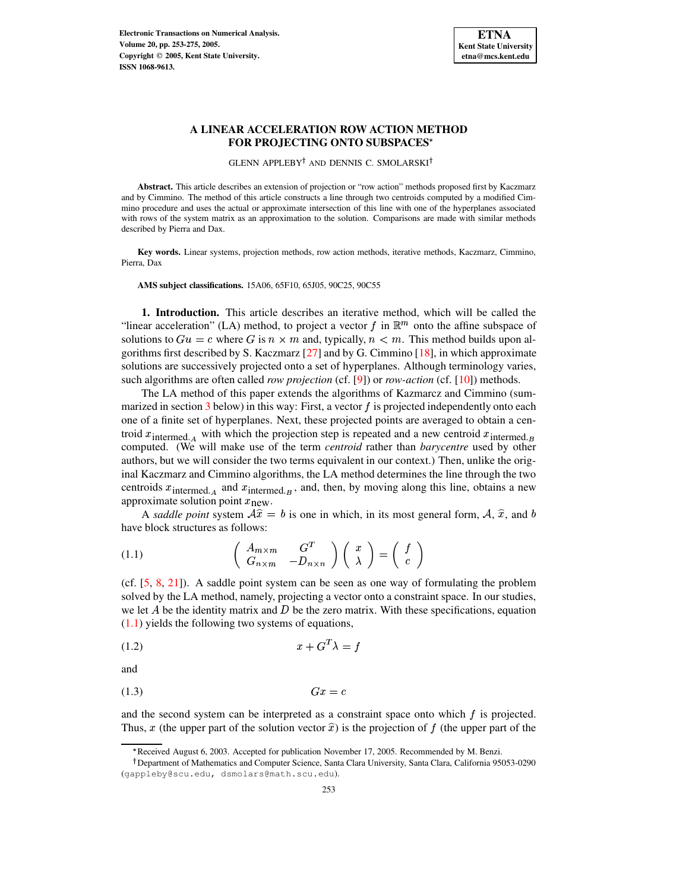# A LINEAR ACCELERATION ROW ACTION METHOD FOR PROJECTING ONTO SUBSPACES*

GLENN APPLEBY† AND DENNIS C. SMOLARSKI†

**Abstract.** This article describes an extension of projection or "row action" methods proposed first by Kaczmarz and by Cimmino. The method of this article constructs a line through two centroids computed by a modified Cimmino procedure and uses the actual or approximate intersection of this line with one of the hyperplanes associated with rows of the system matrix as an approximation to the solution. Comparisons are made with similar methods described by Pierra and Dax.

**Key words.** Linear systems, projection methods, row action methods, iterative methods, Kaczmarz, Cimmino, Pierra, Dax

**AMS subject classifications.** 15A06, 65F10, 65J05, 90C25, 90C55

## 1. Introduction.

This article describes an iterative method, which will be called the "linear acceleration" (LA) method, to project a vector $f$ in $\mathbb{R}^m$ onto the affine subspace of solutions to $Gu = c$ where $G$ is $n \times m$ and, typically, $n < m$. This method builds upon algorithms first described by S. Kaczmarz [27] and by G. Cimmino [18], in which approximate solutions are successively projected onto a set of hyperplanes. Although terminology varies, such algorithms are often called *row projection* (cf. [9]) or *row-action* (cf. [10]) methods.

The LA method of this paper extends the algorithms of Kazmarcz and Cimmino (summarized in section 3 below) in this way: First, a vector $f$ is projected independently onto each one of a finite set of hyperplanes. Next, these projected points are averaged to obtain a centroid $x_{\text{intermed.}_A}$ with which the projection step is repeated and a new centroid $x_{\text{intermed.}_B}$ computed. (We will make use of the term *centroid* rather than *barycentre* used by other authors, but we will consider the two terms equivalent in our context.) Then, unlike the original Kaczmarz and Cimmino algorithms, the LA method determines the line through the two centroids $x_{\text{intermed.}_A}$ and $x_{\text{intermed.}_B}$, and, then, by moving along this line, obtains a new approximate solution point $x_{\text{new}}$.

A *saddle point* system $\mathcal{A}\widehat{x} = b$ is one in which, in its most general form, $\mathcal{A}$, $\widehat{x}$, and $b$ have block structures as follows:

$$\begin{pmatrix} A_{m\times m} & G^T \\ G_{n\times m} & -D_{n\times n} \end{pmatrix} \begin{pmatrix} x \\ \lambda \end{pmatrix} = \begin{pmatrix} f \\ c \end{pmatrix} \tag{1.1}$$

(cf. [5, 8, 21]). A saddle point system can be seen as one way of formulating the problem solved by the LA method, namely, projecting a vector onto a constraint space. In our studies, we let $A$ be the identity matrix and $D$ be the zero matrix. With these specifications, equation (1.1) yields the following two systems of equations,

$$x + G^T\lambda = f \tag{1.2}$$

and

$$Gx = c \tag{1.3}$$

and the second system can be interpreted as a constraint space onto which $f$ is projected. Thus, $x$ (the upper part of the solution vector $\widehat{x}$) is the projection of $f$ (the upper part of the

*Received August 6, 2003. Accepted for publication November 17, 2005. Recommended by M. Benzi.

†Department of Mathematics and Computer Science, Santa Clara University, Santa Clara, California 95053-0290 (gappleby@scu.edu, dsmolars@math.scu.edu).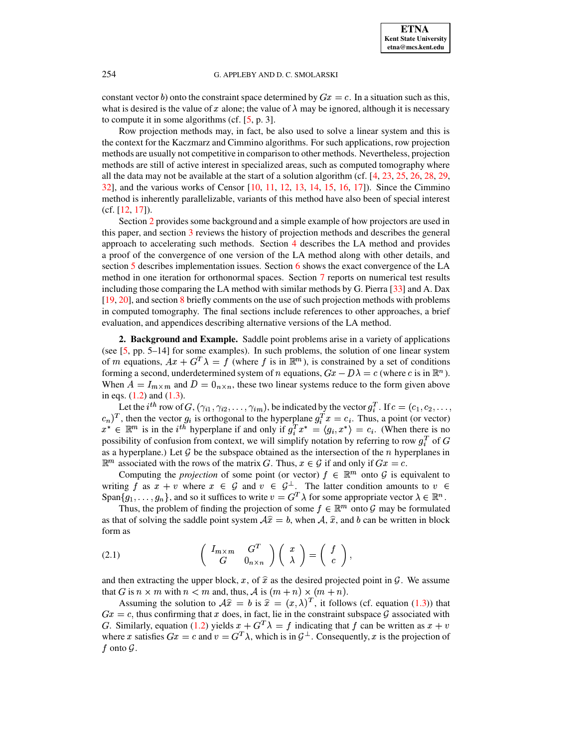constant vector $b$) onto the constraint space determined by $Gx = c$. In a situation such as this, what is desired is the value of $x$ alone; the value of $\lambda$ may be ignored, although it is necessary to compute it in some algorithms (cf. [5, p. 3].

Row projection methods may, in fact, be also used to solve a linear system and this is the context for the Kaczmarz and Cimmino algorithms. For such applications, row projection methods are usually not competitive in comparison to other methods. Nevertheless, projection methods are still of active interest in specialized areas, such as computed tomography where all the data may not be available at the start of a solution algorithm (cf. [4, 23, 25, 26, 28, 29, 32], and the various works of Censor [10, 11, 12, 13, 14, 15, 16, 17]). Since the Cimmino method is inherently parallelizable, variants of this method have also been of special interest (cf. [12, 17]).

Section 2 provides some background and a simple example of how projectors are used in this paper, and section 3 reviews the history of projection methods and describes the general approach to accelerating such methods. Section 4 describes the LA method and provides a proof of the convergence of one version of the LA method along with other details, and section 5 describes implementation issues. Section 6 shows the exact convergence of the LA method in one iteration for orthonormal spaces. Section 7 reports on numerical test results including those comparing the LA method with similar methods by G. Pierra [33] and A. Dax [19, 20], and section 8 briefly comments on the use of such projection methods with problems in computed tomography. The final sections include references to other approaches, a brief evaluation, and appendices describing alternative versions of the LA method.

**2. Background and Example.** Saddle point problems arise in a variety of applications (see [5, pp. 5–14] for some examples). In such problems, the solution of one linear system of $m$ equations, $Ax + G^T\lambda = f$ (where $f$ is in $\mathbb{R}^m$), is constrained by a set of conditions forming a second, underdetermined system of $n$ equations, $Gx - D\lambda = c$ (where $c$ is in $\mathbb{R}^n$). When $A = I_{m\times m}$ and $D = 0_{n\times n}$, these two linear systems reduce to the form given above in eqs. (1.2) and (1.3).

Let the $i^{th}$ row of $G$, $(\gamma_{i1}, \gamma_{i2}, \ldots, \gamma_{im})$, be indicated by the vector $g_i^T$. If $c = (c_1, c_2, \ldots, c_n)^T$, then the vector $g_i$ is orthogonal to the hyperplane $g_i^T x = c_i$. Thus, a point (or vector) $x^* \in \mathbb{R}^m$ is in the $i^{th}$ hyperplane if and only if $g_i^T x^* = \langle g_i, x^* \rangle = c_i$. (When there is no possibility of confusion from context, we will simplify notation by referring to row $g_i^T$ of $G$ as a hyperplane.) Let $\mathcal{G}$ be the subspace obtained as the intersection of the $n$ hyperplanes in $\mathbb{R}^m$ associated with the rows of the matrix $G$. Thus, $x \in \mathcal{G}$ if and only if $Gx = c$.

Computing the *projection* of some point (or vector) $f \in \mathbb{R}^m$ onto $\mathcal{G}$ is equivalent to writing $f$ as $x + v$ where $x \in \mathcal{G}$ and $v \in \mathcal{G}^\perp$. The latter condition amounts to $v \in \mathrm{Span}\{g_1, \ldots, g_n\}$, and so it suffices to write $v = G^T\lambda$ for some appropriate vector $\lambda \in \mathbb{R}^n$.

Thus, the problem of finding the projection of some $f \in \mathbb{R}^m$ onto $\mathcal{G}$ may be formulated as that of solving the saddle point system $\mathcal{A}\widehat{x} = b$, when $\mathcal{A}$, $\widehat{x}$, and $b$ can be written in block form as

$$
\begin{pmatrix} I_{m\times m} & G^T \\ G & 0_{n\times n} \end{pmatrix} \begin{pmatrix} x \\ \lambda \end{pmatrix} = \begin{pmatrix} f \\ c \end{pmatrix}, \tag{2.1}
$$

and then extracting the upper block, $x$, of $\widehat{x}$ as the desired projected point in $\mathcal{G}$. We assume that $G$ is $n \times m$ with $n < m$ and, thus, $\mathcal{A}$ is $(m+n)\times(m+n)$.

Assuming the solution to $\mathcal{A}\widehat{x} = b$ is $\widehat{x} = (x, \lambda)^T$, it follows (cf. equation (1.3)) that $Gx = c$, thus confirming that $x$ does, in fact, lie in the constraint subspace $\mathcal{G}$ associated with $G$. Similarly, equation (1.2) yields $x + G^T\lambda = f$ indicating that $f$ can be written as $x + v$ where $x$ satisfies $Gx = c$ and $v = G^T\lambda$, which is in $\mathcal{G}^\perp$. Consequently, $x$ is the projection of $f$ onto $\mathcal{G}$.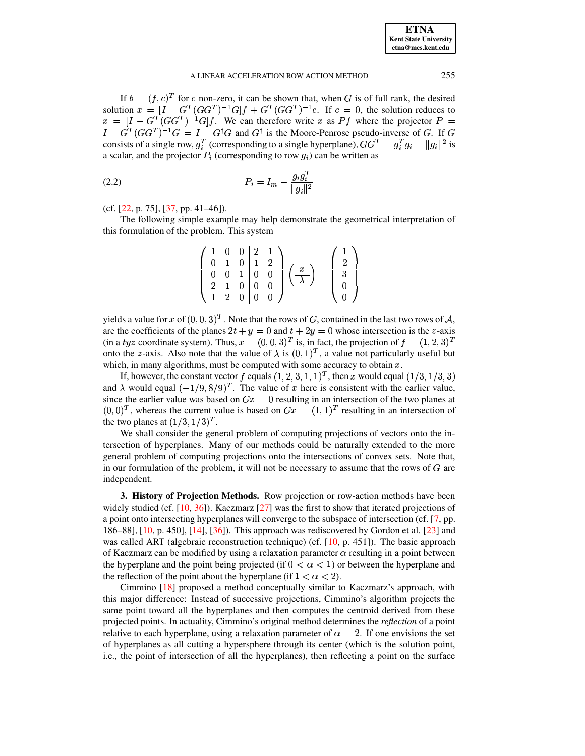If $b = (f, c)^T$ for $c$ non-zero, it can be shown that, when $G$ is of full rank, the desired solution $x = [I - G^T(GG^T)^{-1}G]f + G^T(GG^T)^{-1}c$. If $c = 0$, the solution reduces to $x = [I - G^T(GG^T)^{-1}G]f$. We can therefore write $x$ as $Pf$ where the projector $P = I - G^T(GG^T)^{-1}G = I - G^\dagger G$ and $G^\dagger$ is the Moore-Penrose pseudo-inverse of $G$. If $G$ consists of a single row, $g_i^T$ (corresponding to a single hyperplane), $GG^T = g_i^T g_i = \|g_i\|^2$ is a scalar, and the projector $P_i$ (corresponding to row $g_i$) can be written as

$$P_i = I_m - \frac{g_i g_i^T}{\|g_i\|^2} \tag{2.2}$$

(cf. [22, p. 75], [37, pp. 41–46]).

The following simple example may help demonstrate the geometrical interpretation of this formulation of the problem. This system

$$\left(\begin{array}{ccc|cc} 1 & 0 & 0 & 2 & 1 \\ 0 & 1 & 0 & 1 & 2 \\ 0 & 0 & 1 & 0 & 0 \\ \hline 2 & 1 & 0 & 0 & 0 \\ 1 & 2 & 0 & 0 & 0 \end{array}\right) \left(\begin{array}{c} x \\ \hline \lambda \end{array}\right) = \left(\begin{array}{c} 1 \\ 2 \\ 3 \\ \hline 0 \\ 0 \end{array}\right)$$

yields a value for $x$ of $(0, 0, 3)^T$. Note that the rows of $G$, contained in the last two rows of $\mathcal{A}$, are the coefficients of the planes $2t + y = 0$ and $t + 2y = 0$ whose intersection is the $z$-axis (in a $tyz$ coordinate system). Thus, $x = (0, 0, 3)^T$ is, in fact, the projection of $f = (1, 2, 3)^T$ onto the $z$-axis. Also note that the value of $\lambda$ is $(0, 1)^T$, a value not particularly useful but which, in many algorithms, must be computed with some accuracy to obtain $x$.

If, however, the constant vector $f$ equals $(1, 2, 3, 1, 1)^T$, then $x$ would equal $(1/3, 1/3, 3)$ and $\lambda$ would equal $(-1/9, 8/9)^T$. The value of $x$ here is consistent with the earlier value, since the earlier value was based on $Gx = 0$ resulting in an intersection of the two planes at $(0, 0)^T$, whereas the current value is based on $Gx = (1, 1)^T$ resulting in an intersection of the two planes at $(1/3, 1/3)^T$.

We shall consider the general problem of computing projections of vectors onto the intersection of hyperplanes. Many of our methods could be naturally extended to the more general problem of computing projections onto the intersections of convex sets. Note that, in our formulation of the problem, it will not be necessary to assume that the rows of $G$ are independent.

## 3. History of Projection Methods.

Row projection or row-action methods have been widely studied (cf. [10, 36]). Kaczmarz [27] was the first to show that iterated projections of a point onto intersecting hyperplanes will converge to the subspace of intersection (cf. [7, pp. 186–88], [10, p. 450], [14], [36]). This approach was rediscovered by Gordon et al. [23] and was called ART (algebraic reconstruction technique) (cf. [10, p. 451]). The basic approach of Kaczmarz can be modified by using a relaxation parameter $\alpha$ resulting in a point between the hyperplane and the point being projected (if $0 < \alpha < 1$) or between the hyperplane and the reflection of the point about the hyperplane (if $1 < \alpha < 2$).

Cimmino [18] proposed a method conceptually similar to Kaczmarz's approach, with this major difference: Instead of successive projections, Cimmino's algorithm projects the same point toward all the hyperplanes and then computes the centroid derived from these projected points. In actuality, Cimmino's original method determines the *reflection* of a point relative to each hyperplane, using a relaxation parameter of $\alpha = 2$. If one envisions the set of hyperplanes as all cutting a hypersphere through its center (which is the solution point, i.e., the point of intersection of all the hyperplanes), then reflecting a point on the surface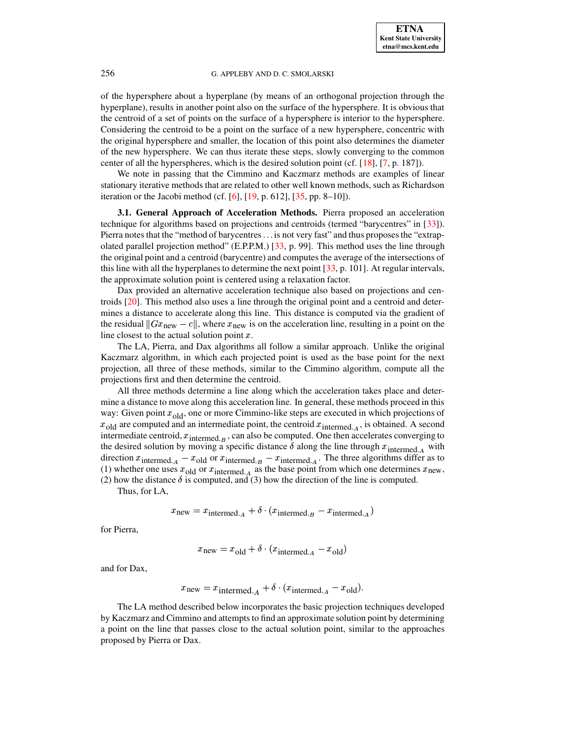of the hypersphere about a hyperplane (by means of an orthogonal projection through the hyperplane), results in another point also on the surface of the hypersphere. It is obvious that the centroid of a set of points on the surface of a hypersphere is interior to the hypersphere. Considering the centroid to be a point on the surface of a new hypersphere, concentric with the original hypersphere and smaller, the location of this point also determines the diameter of the new hypersphere. We can thus iterate these steps, slowly converging to the common center of all the hyperspheres, which is the desired solution point (cf. [18], [7, p. 187]).

We note in passing that the Cimmino and Kaczmarz methods are examples of linear stationary iterative methods that are related to other well known methods, such as Richardson iteration or the Jacobi method (cf. [6], [19, p. 612], [35, pp. 8–10]).

**3.1. General Approach of Acceleration Methods.** Pierra proposed an acceleration technique for algorithms based on projections and centroids (termed "barycentres" in [33]). Pierra notes that the "method of barycentres . . . is not very fast" and thus proposes the "extrapolated parallel projection method" (E.P.P.M.) [33, p. 99]. This method uses the line through the original point and a centroid (barycentre) and computes the average of the intersections of this line with all the hyperplanes to determine the next point [33, p. 101]. At regular intervals, the approximate solution point is centered using a relaxation factor.

Dax provided an alternative acceleration technique also based on projections and centroids [20]. This method also uses a line through the original point and a centroid and determines a distance to accelerate along this line. This distance is computed via the gradient of the residual $\|Gx_{\text{new}} - c\|$, where $x_{\text{new}}$ is on the acceleration line, resulting in a point on the line closest to the actual solution point $x$.

The LA, Pierra, and Dax algorithms all follow a similar approach. Unlike the original Kaczmarz algorithm, in which each projected point is used as the base point for the next projection, all three of these methods, similar to the Cimmino algorithm, compute all the projections first and then determine the centroid.

All three methods determine a line along which the acceleration takes place and determine a distance to move along this acceleration line. In general, these methods proceed in this way: Given point $x_{\text{old}}$, one or more Cimmino-like steps are executed in which projections of $x_{\text{old}}$ are computed and an intermediate point, the centroid $x_{\text{intermed.}_A}$, is obtained. A second intermediate centroid, $x_{\text{intermed.}_B}$, can also be computed. One then accelerates converging to the desired solution by moving a specific distance $\delta$ along the line through $x_{\text{intermed.}_A}$ with direction $x_{\text{intermed.}_A} - x_{\text{old}}$ or $x_{\text{intermed.}_B} - x_{\text{intermed.}_A}$. The three algorithms differ as to (1) whether one uses $x_{\text{old}}$ or $x_{\text{intermed.}_A}$ as the base point from which one determines $x_{\text{new}}$, (2) how the distance $\delta$ is computed, and (3) how the direction of the line is computed.

Thus, for LA,

$$x_{\text{new}} = x_{\text{intermed.}_A} + \delta \cdot (x_{\text{intermed.}_B} - x_{\text{intermed.}_A})$$

for Pierra,

$$x_{\text{new}} = x_{\text{old}} + \delta \cdot (x_{\text{intermed.}_A} - x_{\text{old}})$$

and for Dax,

$$x_{\text{new}} = x_{\text{intermed.}_A} + \delta \cdot (x_{\text{intermed.}_A} - x_{\text{old}}).$$

The LA method described below incorporates the basic projection techniques developed by Kaczmarz and Cimmino and attempts to find an approximate solution point by determining a point on the line that passes close to the actual solution point, similar to the approaches proposed by Pierra or Dax.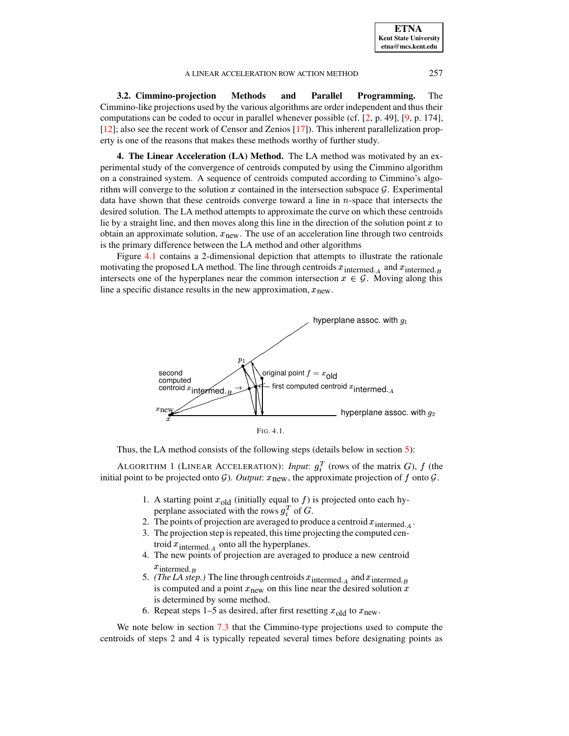**3.2. Cimmino-projection Methods and Parallel Programming.** The Cimmino-like projections used by the various algorithms are order independent and thus their computations can be coded to occur in parallel whenever possible (cf. [2, p. 49], [9, p. 174], [12]; also see the recent work of Censor and Zenios [17]). This inherent parallelization property is one of the reasons that makes these methods worthy of further study.

**4. The Linear Acceleration (LA) Method.** The LA method was motivated by an experimental study of the convergence of centroids computed by using the Cimmino algorithm on a constrained system. A sequence of centroids computed according to Cimmino's algorithm will converge to the solution $x$ contained in the intersection subspace $\mathcal{G}$. Experimental data have shown that these centroids converge toward a line in $n$-space that intersects the desired solution. The LA method attempts to approximate the curve on which these centroids lie by a straight line, and then moves along this line in the direction of the solution point $x$ to obtain an approximate solution, $x_{\text{new}}$. The use of an acceleration line through two centroids is the primary difference between the LA method and other algorithms

Figure 4.1 contains a 2-dimensional depiction that attempts to illustrate the rationale motivating the proposed LA method. The line through centroids $x_{\text{intermed.}_A}$ and $x_{\text{intermed.}_B}$ intersects one of the hyperplanes near the common intersection $x \in \mathcal{G}$. Moving along this line a specific distance results in the new approximation, $x_{\text{new}}$.

FIG. 4.1.

Thus, the LA method consists of the following steps (details below in section 5):

ALGORITHM 1 (LINEAR ACCELERATION): *Input*: $g_i^T$ (rows of the matrix $G$), $f$ (the initial point to be projected onto $\mathcal{G}$). *Output*: $x_{\text{new}}$, the approximate projection of $f$ onto $\mathcal{G}$.

1. A starting point $x_{\text{old}}$ (initially equal to $f$) is projected onto each hyperplane associated with the rows $g_i^T$ of $G$.
2. The points of projection are averaged to produce a centroid $x_{\text{intermed.}_A}$.
3. The projection step is repeated, this time projecting the computed centroid $x_{\text{intermed.}_A}$ onto all the hyperplanes.
4. The new points of projection are averaged to produce a new centroid $x_{\text{intermed.}_B}$
5. *(The LA step.)* The line through centroids $x_{\text{intermed.}_A}$ and $x_{\text{intermed.}_B}$ is computed and a point $x_{\text{new}}$ on this line near the desired solution $x$ is determined by some method.
6. Repeat steps 1–5 as desired, after first resetting $x_{\text{old}}$ to $x_{\text{new}}$.

We note below in section 7.3 that the Cimmino-type projections used to compute the centroids of steps 2 and 4 is typically repeated several times before designating points as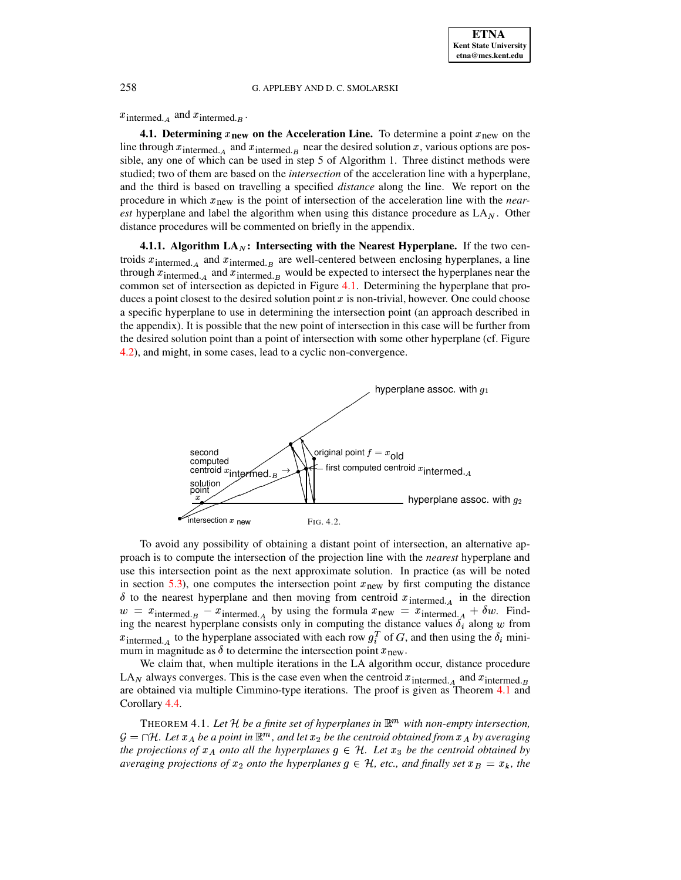$x_{\text{intermed.}A}$ and $x_{\text{intermed.}B}$.

**4.1. Determining $x_{\text{new}}$ on the Acceleration Line.** To determine a point $x_{\text{new}}$ on the line through $x_{\text{intermed.}A}$ and $x_{\text{intermed.}B}$ near the desired solution $x$, various options are possible, any one of which can be used in step 5 of Algorithm 1. Three distinct methods were studied; two of them are based on the *intersection* of the acceleration line with a hyperplane, and the third is based on travelling a specified *distance* along the line. We report on the procedure in which $x_{\text{new}}$ is the point of intersection of the acceleration line with the *nearest* hyperplane and label the algorithm when using this distance procedure as $\text{LA}_N$. Other distance procedures will be commented on briefly in the appendix.

**4.1.1. Algorithm $\text{LA}_N$: Intersecting with the Nearest Hyperplane.** If the two centroids $x_{\text{intermed.}A}$ and $x_{\text{intermed.}B}$ are well-centered between enclosing hyperplanes, a line through $x_{\text{intermed.}A}$ and $x_{\text{intermed.}B}$ would be expected to intersect the hyperplanes near the common set of intersection as depicted in Figure 4.1. Determining the hyperplane that produces a point closest to the desired solution point $x$ is non-trivial, however. One could choose a specific hyperplane to use in determining the intersection point (an approach described in the appendix). It is possible that the new point of intersection in this case will be further from the desired solution point than a point of intersection with some other hyperplane (cf. Figure 4.2), and might, in some cases, lead to a cyclic non-convergence.

FIG. 4.2.

To avoid any possibility of obtaining a distant point of intersection, an alternative approach is to compute the intersection of the projection line with the *nearest* hyperplane and use this intersection point as the next approximate solution. In practice (as will be noted in section 5.3), one computes the intersection point $x_{\text{new}}$ by first computing the distance $\delta$ to the nearest hyperplane and then moving from centroid $x_{\text{intermed.}A}$ in the direction $w = x_{\text{intermed.}B} - x_{\text{intermed.}A}$ by using the formula $x_{\text{new}} = x_{\text{intermed.}A} + \delta w$. Finding the nearest hyperplane consists only in computing the distance values $\delta_i$ along $w$ from $x_{\text{intermed.}A}$ to the hyperplane associated with each row $g_i^T$ of $G$, and then using the $\delta_i$ minimum in magnitude as $\delta$ to determine the intersection point $x_{\text{new}}$.

We claim that, when multiple iterations in the LA algorithm occur, distance procedure $\text{LA}_N$ always converges. This is the case even when the centroid $x_{\text{intermed.}A}$ and $x_{\text{intermed.}B}$ are obtained via multiple Cimmino-type iterations. The proof is given as Theorem 4.1 and Corollary 4.4.

THEOREM 4.1. *Let $\mathcal{H}$ be a finite set of hyperplanes in $\mathbb{R}^m$ with non-empty intersection, $\mathcal{G} = \cap\mathcal{H}$. Let $x_A$ be a point in $\mathbb{R}^m$, and let $x_2$ be the centroid obtained from $x_A$ by averaging the projections of $x_A$ onto all the hyperplanes $g \in \mathcal{H}$. Let $x_3$ be the centroid obtained by averaging projections of $x_2$ onto the hyperplanes $g \in \mathcal{H}$, etc., and finally set $x_B = x_k$, the*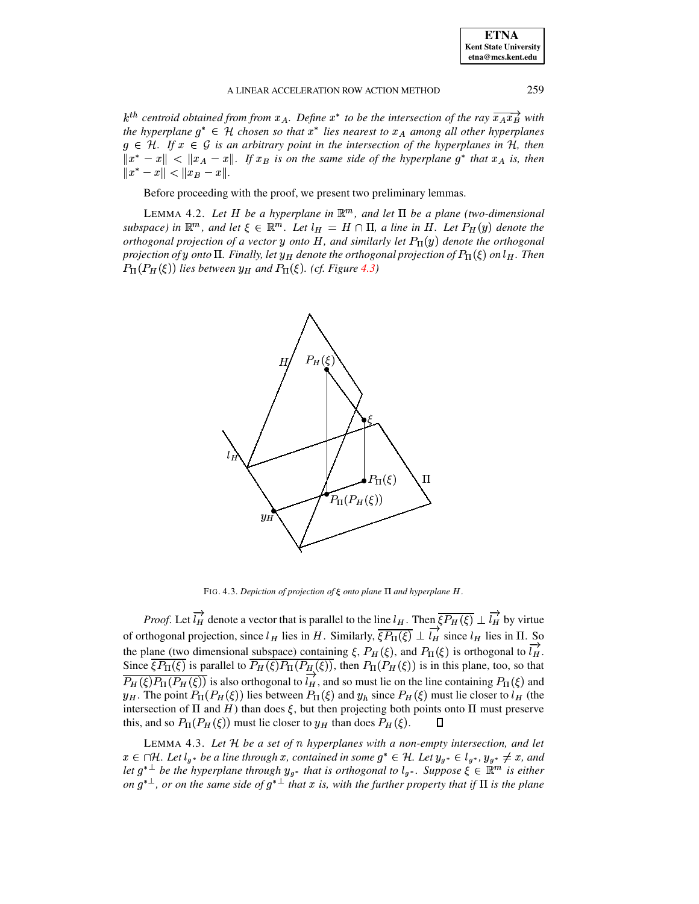$k^{th}$ *centroid obtained from from* $x_A$*. Define* $x^*$ *to be the intersection of the ray* $\overrightarrow{x_A x_B}$ *with the hyperplane* $g^* \in \mathcal{H}$ *chosen so that* $x^*$ *lies nearest to* $x_A$ *among all other hyperplanes* $g \in \mathcal{H}$*. If* $x \in \mathcal{G}$ *is an arbitrary point in the intersection of the hyperplanes in* $\mathcal{H}$*, then* $\|x^* - x\| < \|x_A - x\|$*. If* $x_B$ *is on the same side of the hyperplane* $g^*$ *that* $x_A$ *is, then* $\|x^* - x\| < \|x_B - x\|$*.*

Before proceeding with the proof, we present two preliminary lemmas.

LEMMA 4.2. *Let* $H$ *be a hyperplane in* $\mathbb{R}^m$*, and let* $\Pi$ *be a plane (two-dimensional subspace) in* $\mathbb{R}^m$*, and let* $\xi \in \mathbb{R}^m$*. Let* $l_H = H \cap \Pi$*, a line in* $H$*. Let* $P_H(y)$ *denote the orthogonal projection of a vector* $y$ *onto* $H$*, and similarly let* $P_\Pi(y)$ *denote the orthogonal projection of* $y$ *onto* $\Pi$*. Finally, let* $y_H$ *denote the orthogonal projection of* $P_\Pi(\xi)$ *on* $l_H$*. Then* $P_\Pi(P_H(\xi))$ *lies between* $y_H$ *and* $P_\Pi(\xi)$*. (cf. Figure 4.3)*

FIG. 4.3. *Depiction of projection of* $\xi$ *onto plane* $\Pi$ *and hyperplane* $H$*.*

*Proof.* Let $\overrightarrow{l_H}$ denote a vector that is parallel to the line $l_H$. Then $\overline{\xi P_H(\xi)} \perp \overrightarrow{l_H}$ by virtue of orthogonal projection, since $l_H$ lies in $H$. Similarly, $\overline{\xi P_\Pi(\xi)} \perp \overrightarrow{l_H}$ since $l_H$ lies in $\Pi$. So the plane (two dimensional subspace) containing $\xi$, $P_H(\xi)$, and $P_\Pi(\xi)$ is orthogonal to $\overrightarrow{l_H}$. Since $\overline{\xi P_\Pi(\xi)}$ is parallel to $\overline{P_H(\xi) P_\Pi(P_H(\xi))}$, then $P_\Pi(P_H(\xi))$ is in this plane, too, so that $\overline{P_H(\xi) P_\Pi(P_H(\xi))}$ is also orthogonal to $\overrightarrow{l_H}$, and so must lie on the line containing $P_\Pi(\xi)$ and $y_H$. The point $P_\Pi(P_H(\xi))$ lies between $P_\Pi(\xi)$ and $y_h$ since $P_H(\xi)$ must lie closer to $l_H$ (the intersection of $\Pi$ and $H$) than does $\xi$, but then projecting both points onto $\Pi$ must preserve this, and so $P_\Pi(P_H(\xi))$ must lie closer to $y_H$ than does $P_H(\xi)$. ∎

LEMMA 4.3. *Let* $\mathcal{H}$ *be a set of* $n$ *hyperplanes with a non-empty intersection, and let* $x \in \cap\mathcal{H}$*. Let* $l_{g^*}$ *be a line through* $x$*, contained in some* $g^* \in \mathcal{H}$*. Let* $y_{g^*} \in l_{g^*}$*,* $y_{g^*} \neq x$*, and let* ${g^*}^\perp$ *be the hyperplane through* $y_{g^*}$ *that is orthogonal to* $l_{g^*}$*. Suppose* $\xi \in \mathbb{R}^m$ *is either on* ${g^*}^\perp$*, or on the same side of* ${g^*}^\perp$ *that* $x$ *is, with the further property that if* $\Pi$ *is the plane*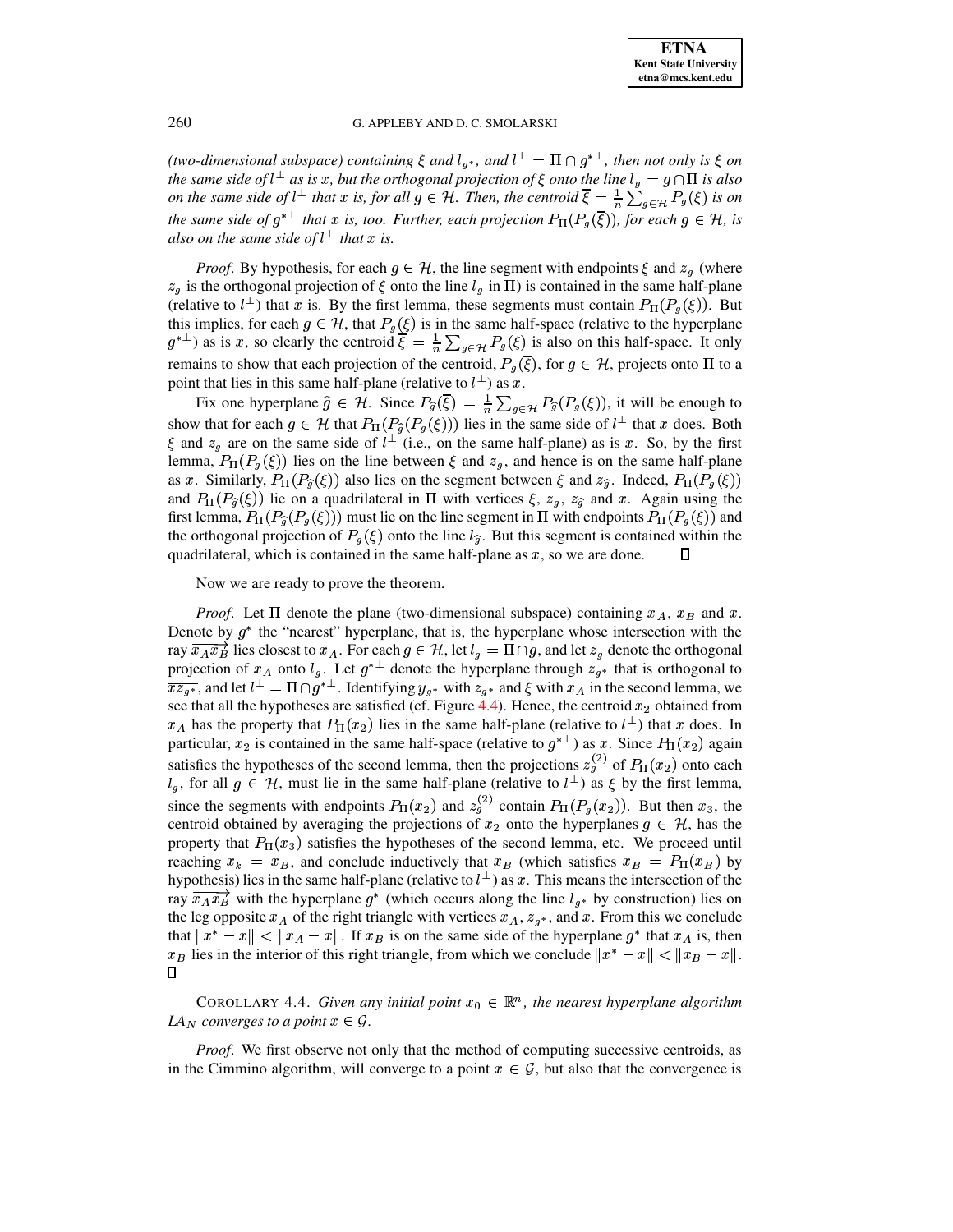*(two-dimensional subspace) containing $\xi$ and $l_{g^*}$, and $l^\perp = \Pi \cap g^{*\perp}$, then not only is $\xi$ on the same side of $l^\perp$ as is $x$, but the orthogonal projection of $\xi$ onto the line $l_g = g \cap \Pi$ is also on the same side of $l^\perp$ that $x$ is, for all $g \in \mathcal{H}$. Then, the centroid $\overline{\xi} = \frac{1}{n}\sum_{g\in\mathcal{H}} P_g(\xi)$ is on the same side of $g^{*\perp}$ that $x$ is, too. Further, each projection $P_\Pi(P_g(\overline{\xi}))$, for each $g \in \mathcal{H}$, is also on the same side of $l^\perp$ that $x$ is.*

*Proof*. By hypothesis, for each $g \in \mathcal{H}$, the line segment with endpoints $\xi$ and $z_g$ (where $z_g$ is the orthogonal projection of $\xi$ onto the line $l_g$ in $\Pi$) is contained in the same half-plane (relative to $l^\perp$) that $x$ is. By the first lemma, these segments must contain $P_\Pi(P_g(\xi))$. But this implies, for each $g \in \mathcal{H}$, that $P_g(\xi)$ is in the same half-space (relative to the hyperplane $g^{*\perp}$) as is $x$, so clearly the centroid $\overline{\xi} = \frac{1}{n}\sum_{g\in\mathcal{H}} P_g(\xi)$ is also on this half-space. It only remains to show that each projection of the centroid, $P_g(\overline{\xi})$, for $g \in \mathcal{H}$, projects onto $\Pi$ to a point that lies in this same half-plane (relative to $l^\perp$) as $x$.

Fix one hyperplane $\widehat{g} \in \mathcal{H}$. Since $P_{\widehat{g}}(\overline{\xi}) = \frac{1}{n}\sum_{g\in\mathcal{H}} P_{\widehat{g}}(P_g(\xi))$, it will be enough to show that for each $g \in \mathcal{H}$ that $P_\Pi(P_{\widehat{g}}(P_g(\xi)))$ lies in the same side of $l^\perp$ that $x$ does. Both $\xi$ and $z_g$ are on the same side of $l^\perp$ (i.e., on the same half-plane) as is $x$. So, by the first lemma, $P_\Pi(P_g(\xi))$ lies on the line between $\xi$ and $z_g$, and hence is on the same half-plane as $x$. Similarly, $P_\Pi(P_{\widehat{g}}(\xi))$ also lies on the segment between $\xi$ and $z_{\widehat{g}}$. Indeed, $P_\Pi(P_g(\xi))$ and $P_\Pi(P_{\widehat{g}}(\xi))$ lie on a quadrilateral in $\Pi$ with vertices $\xi$, $z_g$, $z_{\widehat{g}}$ and $x$. Again using the first lemma, $P_\Pi(P_{\widehat{g}}(P_g(\xi)))$ must lie on the line segment in $\Pi$ with endpoints $P_\Pi(P_g(\xi))$ and the orthogonal projection of $P_g(\xi)$ onto the line $l_{\widehat{g}}$. But this segment is contained within the quadrilateral, which is contained in the same half-plane as $x$, so we are done. □

Now we are ready to prove the theorem.

*Proof*. Let $\Pi$ denote the plane (two-dimensional subspace) containing $x_A$, $x_B$ and $x$. Denote by $g^*$ the "nearest" hyperplane, that is, the hyperplane whose intersection with the ray $\overrightarrow{x_A x_B}$ lies closest to $x_A$. For each $g \in \mathcal{H}$, let $l_g = \Pi \cap g$, and let $z_g$ denote the orthogonal projection of $x_A$ onto $l_g$. Let $g^{*\perp}$ denote the hyperplane through $z_{g^*}$ that is orthogonal to $\overline{x z_{g^*}}$, and let $l^\perp = \Pi \cap g^{*\perp}$. Identifying $y_{g^*}$ with $z_{g^*}$ and $\xi$ with $x_A$ in the second lemma, we see that all the hypotheses are satisfied (cf. Figure 4.4). Hence, the centroid $x_2$ obtained from $x_A$ has the property that $P_\Pi(x_2)$ lies in the same half-plane (relative to $l^\perp$) that $x$ does. In particular, $x_2$ is contained in the same half-space (relative to $g^{*\perp}$) as $x$. Since $P_\Pi(x_2)$ again satisfies the hypotheses of the second lemma, then the projections $z_g^{(2)}$ of $P_\Pi(x_2)$ onto each $l_g$, for all $g \in \mathcal{H}$, must lie in the same half-plane (relative to $l^\perp$) as $\xi$ by the first lemma, since the segments with endpoints $P_\Pi(x_2)$ and $z_g^{(2)}$ contain $P_\Pi(P_g(x_2))$. But then $x_3$, the centroid obtained by averaging the projections of $x_2$ onto the hyperplanes $g \in \mathcal{H}$, has the property that $P_\Pi(x_3)$ satisfies the hypotheses of the second lemma, etc. We proceed until reaching $x_k = x_B$, and conclude inductively that $x_B$ (which satisfies $x_B = P_\Pi(x_B)$ by hypothesis) lies in the same half-plane (relative to $l^\perp$) as $x$. This means the intersection of the ray $\overrightarrow{x_A x_B}$ with the hyperplane $g^*$ (which occurs along the line $l_{g^*}$ by construction) lies on the leg opposite $x_A$ of the right triangle with vertices $x_A$, $z_{g^*}$, and $x$. From this we conclude that $\|x^* - x\| < \|x_A - x\|$. If $x_B$ is on the same side of the hyperplane $g^*$ that $x_A$ is, then $x_B$ lies in the interior of this right triangle, from which we conclude $\|x^* - x\| < \|x_B - x\|$. □

COROLLARY 4.4. *Given any initial point $x_0 \in \mathbb{R}^n$, the nearest hyperplane algorithm $LA_N$ converges to a point $x \in \mathcal{G}$.*

*Proof*. We first observe not only that the method of computing successive centroids, as in the Cimmino algorithm, will converge to a point $x \in \mathcal{G}$, but also that the convergence is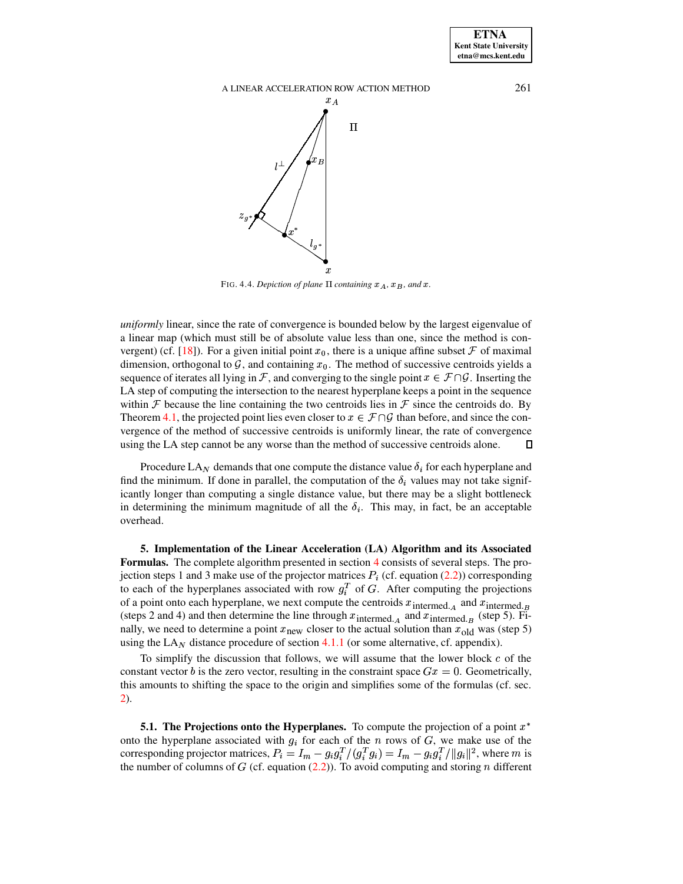FIG. 4.4. *Depiction of plane* $\Pi$ *containing* $x_A$, $x_B$, *and* $x$.

*uniformly* linear, since the rate of convergence is bounded below by the largest eigenvalue of a linear map (which must still be of absolute value less than one, since the method is convergent) (cf. [18]). For a given initial point $x_0$, there is a unique affine subset $\mathcal{F}$ of maximal dimension, orthogonal to $\mathcal{G}$, and containing $x_0$. The method of successive centroids yields a sequence of iterates all lying in $\mathcal{F}$, and converging to the single point $x \in \mathcal{F} \cap \mathcal{G}$. Inserting the LA step of computing the intersection to the nearest hyperplane keeps a point in the sequence within $\mathcal{F}$ because the line containing the two centroids lies in $\mathcal{F}$ since the centroids do. By Theorem 4.1, the projected point lies even closer to $x \in \mathcal{F} \cap \mathcal{G}$ than before, and since the convergence of the method of successive centroids is uniformly linear, the rate of convergence using the LA step cannot be any worse than the method of successive centroids alone. ☐

Procedure $\mathrm{LA}_N$ demands that one compute the distance value $\delta_i$ for each hyperplane and find the minimum. If done in parallel, the computation of the $\delta_i$ values may not take significantly longer than computing a single distance value, but there may be a slight bottleneck in determining the minimum magnitude of all the $\delta_i$. This may, in fact, be an acceptable overhead.

**5. Implementation of the Linear Acceleration (LA) Algorithm and its Associated Formulas.** The complete algorithm presented in section 4 consists of several steps. The projection steps 1 and 3 make use of the projector matrices $P_i$ (cf. equation (2.2)) corresponding to each of the hyperplanes associated with row $g_i^T$ of $G$. After computing the projections of a point onto each hyperplane, we next compute the centroids $x_{\text{intermed.}_A}$ and $x_{\text{intermed.}_B}$ (steps 2 and 4) and then determine the line through $x_{\text{intermed.}_A}$ and $x_{\text{intermed.}_B}$ (step 5). Finally, we need to determine a point $x_{\text{new}}$ closer to the actual solution than $x_{\text{old}}$ was (step 5) using the $\mathrm{LA}_N$ distance procedure of section 4.1.1 (or some alternative, cf. appendix).

To simplify the discussion that follows, we will assume that the lower block $c$ of the constant vector $b$ is the zero vector, resulting in the constraint space $Gx = 0$. Geometrically, this amounts to shifting the space to the origin and simplifies some of the formulas (cf. sec. 2).

**5.1. The Projections onto the Hyperplanes.** To compute the projection of a point $x^*$ onto the hyperplane associated with $g_i$ for each of the $n$ rows of $G$, we make use of the corresponding projector matrices, $P_i = I_m - g_i g_i^T/(g_i^T g_i) = I_m - g_i g_i^T/\|g_i\|^2$, where $m$ is the number of columns of $G$ (cf. equation (2.2)). To avoid computing and storing $n$ different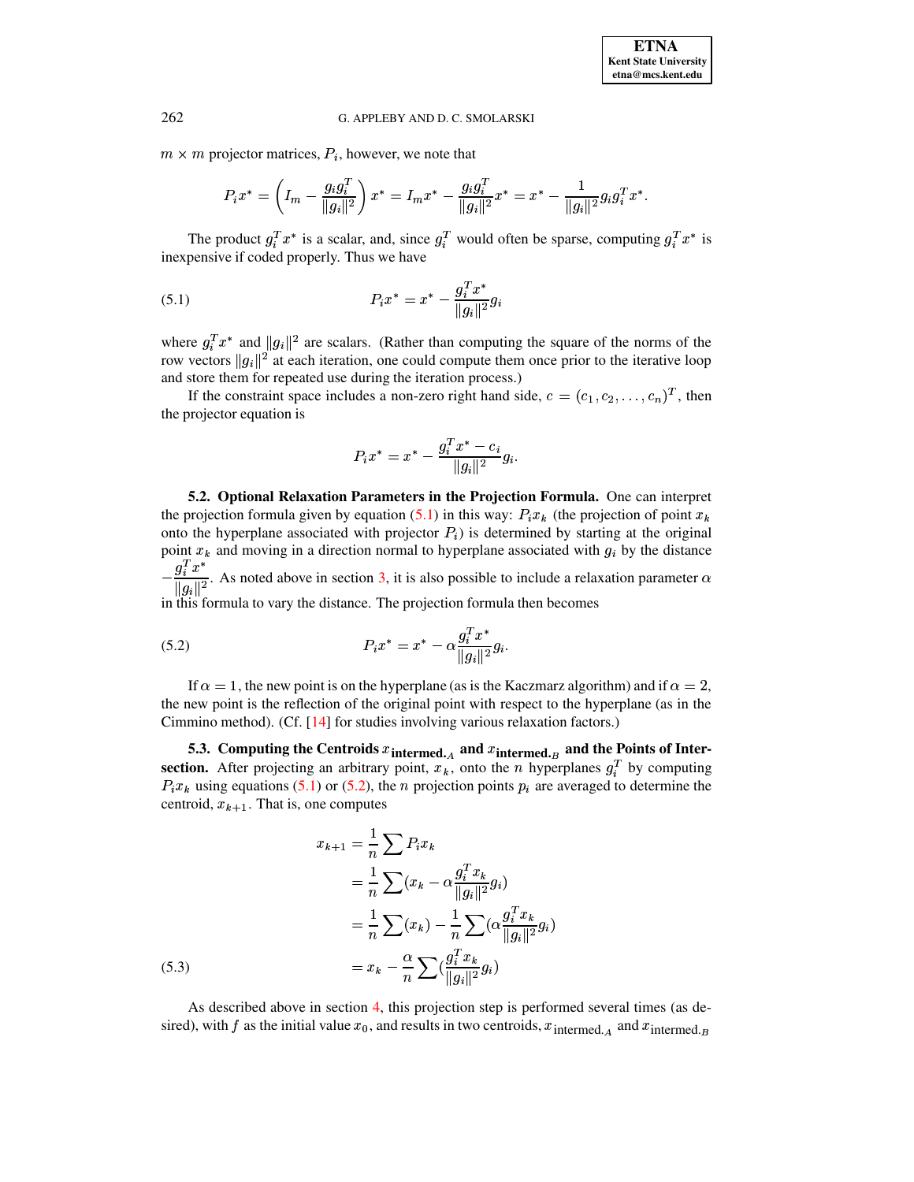$m \times m$ projector matrices, $P_i$, however, we note that

$$P_i x^* = \left( I_m - \frac{g_i g_i^T}{\|g_i\|^2} \right) x^* = I_m x^* - \frac{g_i g_i^T}{\|g_i\|^2} x^* = x^* - \frac{1}{\|g_i\|^2} g_i g_i^T x^*.$$

The product $g_i^T x^*$ is a scalar, and, since $g_i^T$ would often be sparse, computing $g_i^T x^*$ is inexpensive if coded properly. Thus we have

$$P_i x^* = x^* - \frac{g_i^T x^*}{\|g_i\|^2} g_i \tag{5.1}$$

where $g_i^T x^*$ and $\|g_i\|^2$ are scalars. (Rather than computing the square of the norms of the row vectors $\|g_i\|^2$ at each iteration, one could compute them once prior to the iterative loop and store them for repeated use during the iteration process.)

If the constraint space includes a non-zero right hand side, $c = (c_1, c_2, \ldots, c_n)^T$, then the projector equation is

$$P_i x^* = x^* - \frac{g_i^T x^* - c_i}{\|g_i\|^2} g_i.$$

**5.2. Optional Relaxation Parameters in the Projection Formula.** One can interpret the projection formula given by equation (5.1) in this way: $P_i x_k$ (the projection of point $x_k$ onto the hyperplane associated with projector $P_i$) is determined by starting at the original point $x_k$ and moving in a direction normal to hyperplane associated with $g_i$ by the distance $-\frac{g_i^T x^*}{\|g_i\|^2}$. As noted above in section 3, it is also possible to include a relaxation parameter $\alpha$ in this formula to vary the distance. The projection formula then becomes

$$P_i x^* = x^* - \alpha \frac{g_i^T x^*}{\|g_i\|^2} g_i. \tag{5.2}$$

If $\alpha = 1$, the new point is on the hyperplane (as is the Kaczmarz algorithm) and if $\alpha = 2$, the new point is the reflection of the original point with respect to the hyperplane (as in the Cimmino method). (Cf. [14] for studies involving various relaxation factors.)

**5.3. Computing the Centroids $x_{\text{intermed.}_A}$ and $x_{\text{intermed.}_B}$ and the Points of Intersection.** After projecting an arbitrary point, $x_k$, onto the $n$ hyperplanes $g_i^T$ by computing $P_i x_k$ using equations (5.1) or (5.2), the $n$ projection points $p_i$ are averaged to determine the centroid, $x_{k+1}$. That is, one computes

$$\begin{aligned}
x_{k+1} &= \frac{1}{n} \sum P_i x_k \\
&= \frac{1}{n} \sum (x_k - \alpha \frac{g_i^T x_k}{\|g_i\|^2} g_i) \\
&= \frac{1}{n} \sum (x_k) - \frac{1}{n} \sum (\alpha \frac{g_i^T x_k}{\|g_i\|^2} g_i) \\
&= x_k - \frac{\alpha}{n} \sum (\frac{g_i^T x_k}{\|g_i\|^2} g_i)
\end{aligned} \tag{5.3}$$

As described above in section 4, this projection step is performed several times (as desired), with $f$ as the initial value $x_0$, and results in two centroids, $x_{\text{intermed.}_A}$ and $x_{\text{intermed.}_B}$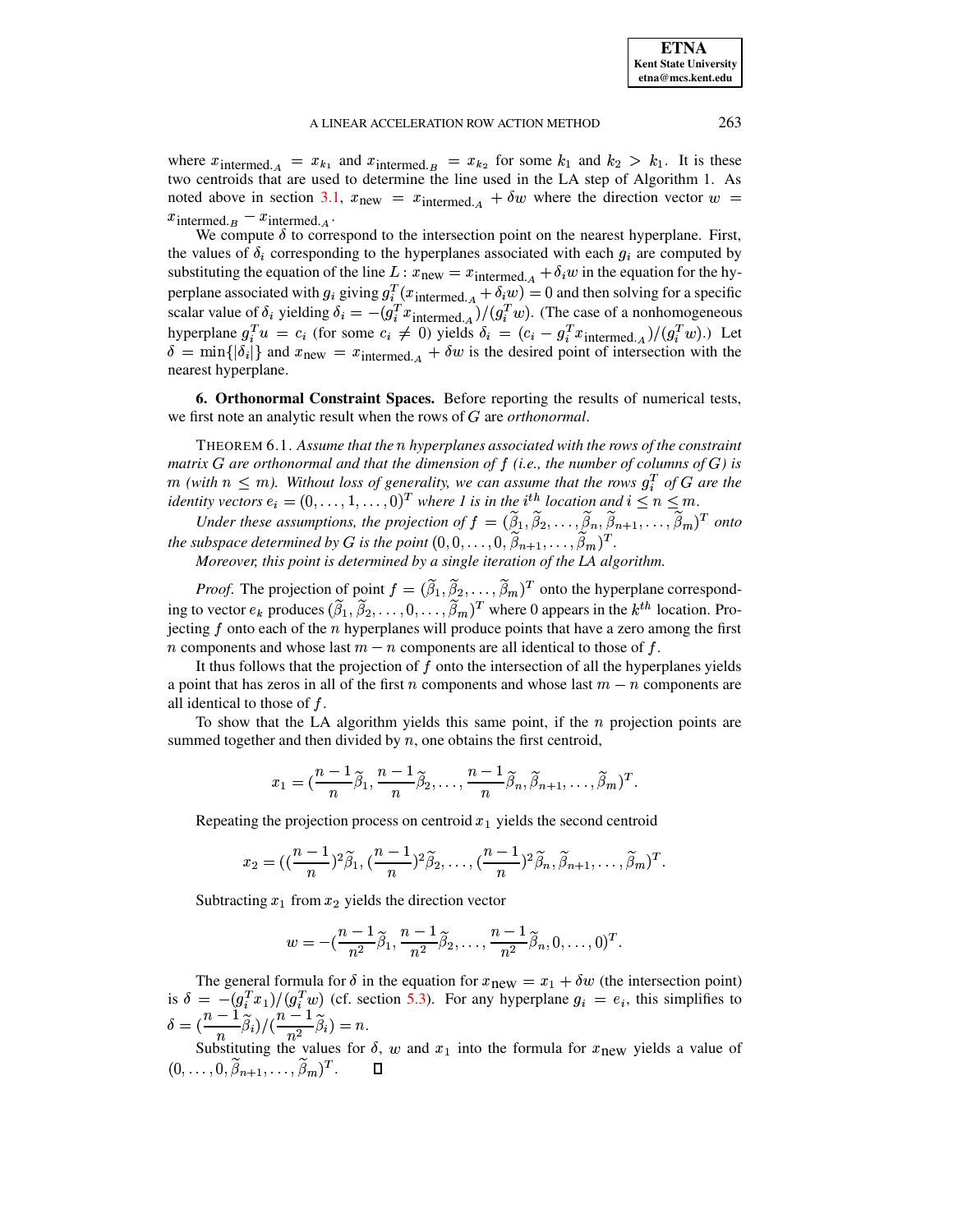where $x_{\text{intermed.}_A} = x_{k_1}$ and $x_{\text{intermed.}_B} = x_{k_2}$ for some $k_1$ and $k_2 > k_1$. It is these two centroids that are used to determine the line used in the LA step of Algorithm 1. As noted above in section 3.1, $x_{\text{new}} = x_{\text{intermed.}_A} + \delta w$ where the direction vector $w = x_{\text{intermed.}_B} - x_{\text{intermed.}_A}$.

We compute $\delta$ to correspond to the intersection point on the nearest hyperplane. First, the values of $\delta_i$ corresponding to the hyperplanes associated with each $g_i$ are computed by substituting the equation of the line $L : x_{\text{new}} = x_{\text{intermed.}_A} + \delta_i w$ in the equation for the hyperplane associated with $g_i$ giving $g_i^T(x_{\text{intermed.}_A} + \delta_i w) = 0$ and then solving for a specific scalar value of $\delta_i$ yielding $\delta_i = -(g_i^T x_{\text{intermed.}_A})/(g_i^T w)$. (The case of a nonhomogeneous hyperplane $g_i^T u = c_i$ (for some $c_i \neq 0$) yields $\delta_i = (c_i - g_i^T x_{\text{intermed.}_A})/(g_i^T w)$.) Let $\delta = \min\{|\delta_i|\}$ and $x_{\text{new}} = x_{\text{intermed.}_A} + \delta w$ is the desired point of intersection with the nearest hyperplane.

## 6. Orthonormal Constraint Spaces.

Before reporting the results of numerical tests, we first note an analytic result when the rows of $G$ are *orthonormal*.

THEOREM 6.1. *Assume that the $n$ hyperplanes associated with the rows of the constraint matrix $G$ are orthonormal and that the dimension of $f$ (i.e., the number of columns of $G$) is $m$ (with $n \leq m$). Without loss of generality, we can assume that the rows $g_i^T$ of $G$ are the identity vectors $e_i = (0, \ldots, 1, \ldots, 0)^T$ where 1 is in the $i^{th}$ location and $i \leq n \leq m$.*

*Under these assumptions, the projection of $f = (\widetilde{\beta}_1, \widetilde{\beta}_2, \ldots, \widetilde{\beta}_n, \widetilde{\beta}_{n+1}, \ldots, \widetilde{\beta}_m)^T$ onto the subspace determined by $G$ is the point $(0, 0, \ldots, 0, \widetilde{\beta}_{n+1}, \ldots, \widetilde{\beta}_m)^T$.*

*Moreover, this point is determined by a single iteration of the LA algorithm.*

*Proof.* The projection of point $f = (\widetilde{\beta}_1, \widetilde{\beta}_2, \ldots, \widetilde{\beta}_m)^T$ onto the hyperplane corresponding to vector $e_k$ produces $(\widetilde{\beta}_1, \widetilde{\beta}_2, \ldots, 0, \ldots, \widetilde{\beta}_m)^T$ where 0 appears in the $k^{th}$ location. Projecting $f$ onto each of the $n$ hyperplanes will produce points that have a zero among the first $n$ components and whose last $m - n$ components are all identical to those of $f$.

It thus follows that the projection of $f$ onto the intersection of all the hyperplanes yields a point that has zeros in all of the first $n$ components and whose last $m - n$ components are all identical to those of $f$.

To show that the LA algorithm yields this same point, if the $n$ projection points are summed together and then divided by $n$, one obtains the first centroid,

$$x_1 = (\frac{n-1}{n}\widetilde{\beta}_1, \frac{n-1}{n}\widetilde{\beta}_2, \ldots, \frac{n-1}{n}\widetilde{\beta}_n, \widetilde{\beta}_{n+1}, \ldots, \widetilde{\beta}_m)^T.$$

Repeating the projection process on centroid $x_1$ yields the second centroid

$$x_2 = ((\frac{n-1}{n})^2\widetilde{\beta}_1, (\frac{n-1}{n})^2\widetilde{\beta}_2, \ldots, (\frac{n-1}{n})^2\widetilde{\beta}_n, \widetilde{\beta}_{n+1}, \ldots, \widetilde{\beta}_m)^T.$$

Subtracting $x_1$ from $x_2$ yields the direction vector

$$w = -(\frac{n-1}{n^2}\widetilde{\beta}_1, \frac{n-1}{n^2}\widetilde{\beta}_2, \ldots, \frac{n-1}{n^2}\widetilde{\beta}_n, 0, \ldots, 0)^T.$$

The general formula for $\delta$ in the equation for $x_{\text{new}} = x_1 + \delta w$ (the intersection point) is $\delta = -(g_i^T x_1)/(g_i^T w)$ (cf. section 5.3). For any hyperplane $g_i = e_i$, this simplifies to $\delta = (\frac{n-1}{n}\widetilde{\beta}_i)/(\frac{n-1}{n^2}\widetilde{\beta}_i) = n$.

Substituting the values for $\delta$, $w$ and $x_1$ into the formula for $x_{\text{new}}$ yields a value of $(0, \ldots, 0, \widetilde{\beta}_{n+1}, \ldots, \widetilde{\beta}_m)^T$. ◻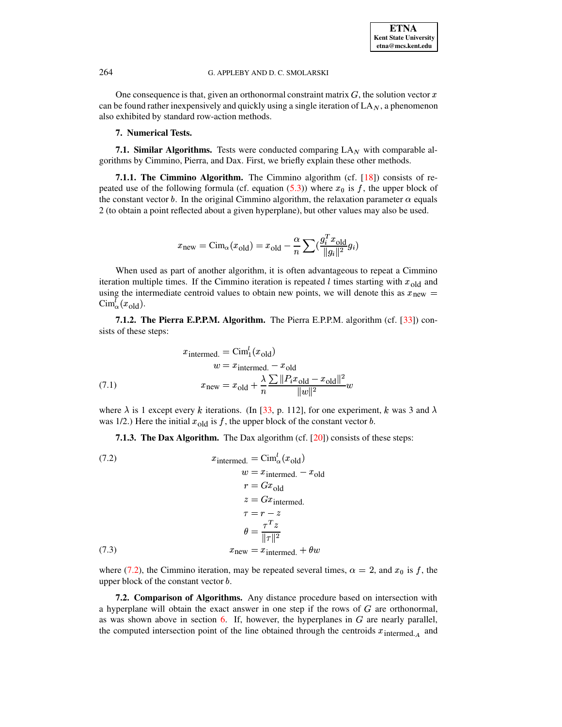One consequence is that, given an orthonormal constraint matrix $G$, the solution vector $x$ can be found rather inexpensively and quickly using a single iteration of $\text{LA}_N$, a phenomenon also exhibited by standard row-action methods.

## 7. Numerical Tests.

### 7.1. Similar Algorithms.

Tests were conducted comparing $\text{LA}_N$ with comparable algorithms by Cimmino, Pierra, and Dax. First, we briefly explain these other methods.

#### 7.1.1. The Cimmino Algorithm.

The Cimmino algorithm (cf. [18]) consists of repeated use of the following formula (cf. equation (5.3)) where $x_0$ is $f$, the upper block of the constant vector $b$. In the original Cimmino algorithm, the relaxation parameter $\alpha$ equals 2 (to obtain a point reflected about a given hyperplane), but other values may also be used.

$$x_{\text{new}} = \text{Cim}_\alpha(x_{\text{old}}) = x_{\text{old}} - \frac{\alpha}{n}\sum\left(\frac{g_i^T x_{\text{old}}}{\|g_i\|^2} g_i\right)$$

When used as part of another algorithm, it is often advantageous to repeat a Cimmino iteration multiple times. If the Cimmino iteration is repeated $l$ times starting with $x_{\text{old}}$ and using the intermediate centroid values to obtain new points, we will denote this as $x_{\text{new}} = \text{Cim}_\alpha^l(x_{\text{old}})$.

#### 7.1.2. The Pierra E.P.P.M. Algorithm.

The Pierra E.P.P.M. algorithm (cf. [33]) consists of these steps:

$$\begin{aligned}
x_{\text{intermed.}} &= \text{Cim}_1^l(x_{\text{old}}) \\
w &= x_{\text{intermed.}} - x_{\text{old}} \\
x_{\text{new}} &= x_{\text{old}} + \frac{\lambda}{n}\frac{\sum \|P_i x_{\text{old}} - x_{\text{old}}\|^2}{\|w\|^2} w
\end{aligned} \tag{7.1}$$

where $\lambda$ is 1 except every $k$ iterations. (In [33, p. 112], for one experiment, $k$ was 3 and $\lambda$ was 1/2.) Here the initial $x_{\text{old}}$ is $f$, the upper block of the constant vector $b$.

#### 7.1.3. The Dax Algorithm.

The Dax algorithm (cf. [20]) consists of these steps:

$$x_{\text{intermed.}} = \text{Cim}_\alpha^l(x_{\text{old}}) \tag{7.2}$$

$$\begin{aligned}
w &= x_{\text{intermed.}} - x_{\text{old}} \\
r &= G x_{\text{old}} \\
z &= G x_{\text{intermed.}} \\
\tau &= r - z \\
\theta &= \frac{\tau^T z}{\|\tau\|^2}
\end{aligned}$$

$$x_{\text{new}} = x_{\text{intermed.}} + \theta w \tag{7.3}$$

where (7.2), the Cimmino iteration, may be repeated several times, $\alpha = 2$, and $x_0$ is $f$, the upper block of the constant vector $b$.

### 7.2. Comparison of Algorithms.

Any distance procedure based on intersection with a hyperplane will obtain the exact answer in one step if the rows of $G$ are orthonormal, as was shown above in section 6. If, however, the hyperplanes in $G$ are nearly parallel, the computed intersection point of the line obtained through the centroids $x_{\text{intermed.}_A}$ and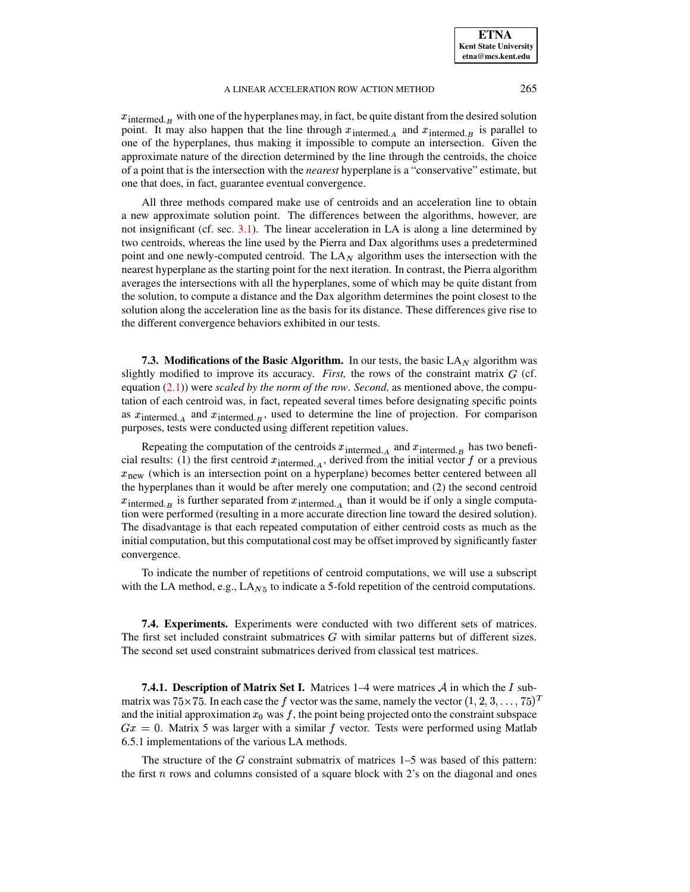$x_{\text{intermed.}_B}$ with one of the hyperplanes may, in fact, be quite distant from the desired solution point. It may also happen that the line through $x_{\text{intermed.}_A}$ and $x_{\text{intermed.}_B}$ is parallel to one of the hyperplanes, thus making it impossible to compute an intersection. Given the approximate nature of the direction determined by the line through the centroids, the choice of a point that is the intersection with the *nearest* hyperplane is a "conservative" estimate, but one that does, in fact, guarantee eventual convergence.

All three methods compared make use of centroids and an acceleration line to obtain a new approximate solution point. The differences between the algorithms, however, are not insignificant (cf. sec. 3.1). The linear acceleration in LA is along a line determined by two centroids, whereas the line used by the Pierra and Dax algorithms uses a predetermined point and one newly-computed centroid. The $\text{LA}_N$ algorithm uses the intersection with the nearest hyperplane as the starting point for the next iteration. In contrast, the Pierra algorithm averages the intersections with all the hyperplanes, some of which may be quite distant from the solution, to compute a distance and the Dax algorithm determines the point closest to the solution along the acceleration line as the basis for its distance. These differences give rise to the different convergence behaviors exhibited in our tests.

**7.3. Modifications of the Basic Algorithm.** In our tests, the basic $\text{LA}_N$ algorithm was slightly modified to improve its accuracy. *First,* the rows of the constraint matrix $G$ (cf. equation (2.1)) were *scaled by the norm of the row*. *Second,* as mentioned above, the computation of each centroid was, in fact, repeated several times before designating specific points as $x_{\text{intermed.}_A}$ and $x_{\text{intermed.}_B}$, used to determine the line of projection. For comparison purposes, tests were conducted using different repetition values.

Repeating the computation of the centroids $x_{\text{intermed.}_A}$ and $x_{\text{intermed.}_B}$ has two beneficial results: (1) the first centroid $x_{\text{intermed.}_A}$, derived from the initial vector $f$ or a previous $x_{\text{new}}$ (which is an intersection point on a hyperplane) becomes better centered between all the hyperplanes than it would be after merely one computation; and (2) the second centroid $x_{\text{intermed.}_B}$ is further separated from $x_{\text{intermed.}_A}$ than it would be if only a single computation were performed (resulting in a more accurate direction line toward the desired solution). The disadvantage is that each repeated computation of either centroid costs as much as the initial computation, but this computational cost may be offset improved by significantly faster convergence.

To indicate the number of repetitions of centroid computations, we will use a subscript with the LA method, e.g., $\text{LA}_{N5}$ to indicate a 5-fold repetition of the centroid computations.

**7.4. Experiments.** Experiments were conducted with two different sets of matrices. The first set included constraint submatrices $G$ with similar patterns but of different sizes. The second set used constraint submatrices derived from classical test matrices.

**7.4.1. Description of Matrix Set I.** Matrices 1–4 were matrices $\mathcal{A}$ in which the $I$ submatrix was $75\times 75$. In each case the $f$ vector was the same, namely the vector $(1, 2, 3, \ldots, 75)^T$ and the initial approximation $x_0$ was $f$, the point being projected onto the constraint subspace $Gx = 0$. Matrix 5 was larger with a similar $f$ vector. Tests were performed using Matlab 6.5.1 implementations of the various LA methods.

The structure of the $G$ constraint submatrix of matrices 1–5 was based of this pattern: the first $n$ rows and columns consisted of a square block with 2's on the diagonal and ones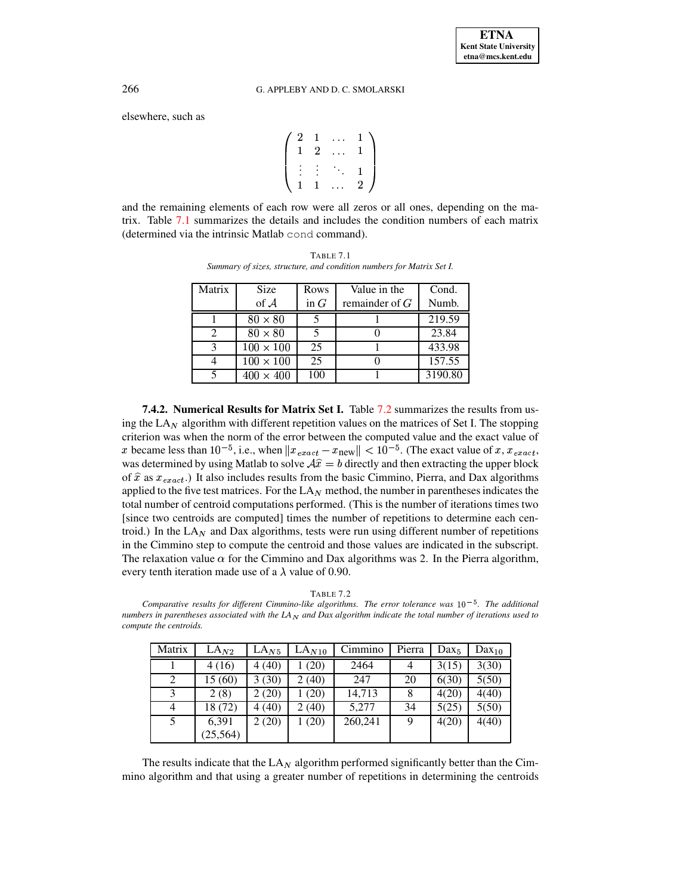elsewhere, such as

$$\begin{pmatrix} 2 & 1 & \dots & 1 \\ 1 & 2 & \dots & 1 \\ \vdots & \vdots & \ddots & 1 \\ 1 & 1 & \dots & 2 \end{pmatrix}$$

and the remaining elements of each row were all zeros or all ones, depending on the matrix. Table 7.1 summarizes the details and includes the condition numbers of each matrix (determined via the intrinsic Matlab `cond` command).

TABLE 7.1
*Summary of sizes, structure, and condition numbers for Matrix Set I.*

| Matrix | Size of $\mathcal{A}$ | Rows in $G$ | Value in the remainder of $G$ | Cond. Numb. |
|---|---|---|---|---|
| 1 | $80 \times 80$ | 5 | 1 | 219.59 |
| 2 | $80 \times 80$ | 5 | 0 | 23.84 |
| 3 | $100 \times 100$ | 25 | 1 | 433.98 |
| 4 | $100 \times 100$ | 25 | 0 | 157.55 |
| 5 | $400 \times 400$ | 100 | 1 | 3190.80 |

**7.4.2. Numerical Results for Matrix Set I.** Table 7.2 summarizes the results from using the $\text{LA}_N$ algorithm with different repetition values on the matrices of Set I. The stopping criterion was when the norm of the error between the computed value and the exact value of $x$ became less than $10^{-5}$, i.e., when $\|x_{exact} - x_{\text{new}}\| < 10^{-5}$. (The exact value of $x$, $x_{exact}$, was determined by using Matlab to solve $\mathcal{A}\widehat{x} = b$ directly and then extracting the upper block of $\widehat{x}$ as $x_{exact}$.) It also includes results from the basic Cimmino, Pierra, and Dax algorithms applied to the five test matrices. For the $\text{LA}_N$ method, the number in parentheses indicates the total number of centroid computations performed. (This is the number of iterations times two [since two centroids are computed] times the number of repetitions to determine each centroid.) In the $\text{LA}_N$ and Dax algorithms, tests were run using different number of repetitions in the Cimmino step to compute the centroid and those values are indicated in the subscript. The relaxation value $\alpha$ for the Cimmino and Dax algorithms was 2. In the Pierra algorithm, every tenth iteration made use of a $\lambda$ value of 0.90.

TABLE 7.2
*Comparative results for different Cimmino-like algorithms. The error tolerance was $10^{-5}$. The additional numbers in parentheses associated with the $\text{LA}_N$ and Dax algorithm indicate the total number of iterations used to compute the centroids.*

| Matrix | $\text{LA}_{N2}$ | $\text{LA}_{N5}$ | $\text{LA}_{N10}$ | Cimmino | Pierra | $\text{Dax}_5$ | $\text{Dax}_{10}$ |
|---|---|---|---|---|---|---|---|
| 1 | 4 (16) | 4 (40) | 1 (20) | 2464 | 4 | 3(15) | 3(30) |
| 2 | 15 (60) | 3 (30) | 2 (40) | 247 | 20 | 6(30) | 5(50) |
| 3 | 2 (8) | 2 (20) | 1 (20) | 14,713 | 8 | 4(20) | 4(40) |
| 4 | 18 (72) | 4 (40) | 2 (40) | 5,277 | 34 | 5(25) | 5(50) |
| 5 | 6,391 (25,564) | 2 (20) | 1 (20) | 260,241 | 9 | 4(20) | 4(40) |

The results indicate that the $\text{LA}_N$ algorithm performed significantly better than the Cimmino algorithm and that using a greater number of repetitions in determining the centroids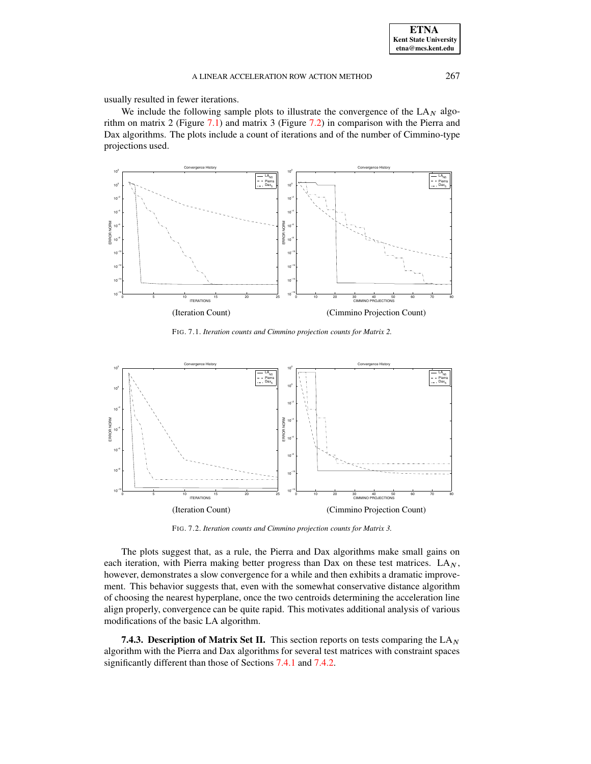usually resulted in fewer iterations.

We include the following sample plots to illustrate the convergence of the $\mathrm{LA}_N$ algorithm on matrix 2 (Figure 7.1) and matrix 3 (Figure 7.2) in comparison with the Pierra and Dax algorithms. The plots include a count of iterations and of the number of Cimmino-type projections used.

(Iteration Count) (Cimmino Projection Count)

FIG. 7.1. *Iteration counts and Cimmino projection counts for Matrix 2.*

(Iteration Count) (Cimmino Projection Count)

FIG. 7.2. *Iteration counts and Cimmino projection counts for Matrix 3.*

The plots suggest that, as a rule, the Pierra and Dax algorithms make small gains on each iteration, with Pierra making better progress than Dax on these test matrices. $\mathrm{LA}_N$, however, demonstrates a slow convergence for a while and then exhibits a dramatic improvement. This behavior suggests that, even with the somewhat conservative distance algorithm of choosing the nearest hyperplane, once the two centroids determining the acceleration line align properly, convergence can be quite rapid. This motivates additional analysis of various modifications of the basic LA algorithm.

**7.4.3. Description of Matrix Set II.** This section reports on tests comparing the $\mathrm{LA}_N$ algorithm with the Pierra and Dax algorithms for several test matrices with constraint spaces significantly different than those of Sections 7.4.1 and 7.4.2.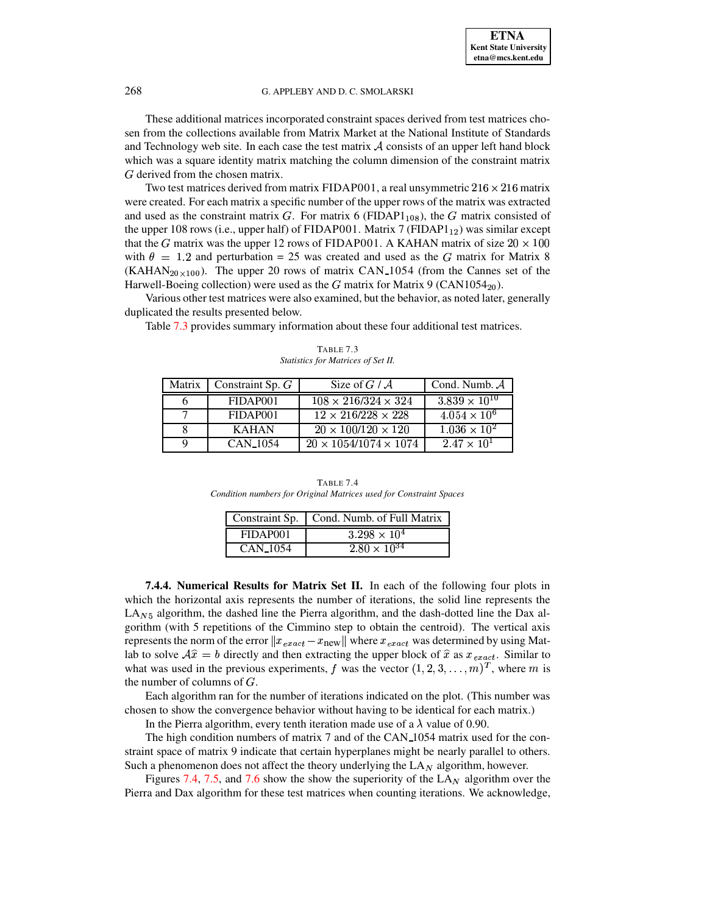These additional matrices incorporated constraint spaces derived from test matrices chosen from the collections available from Matrix Market at the National Institute of Standards and Technology web site. In each case the test matrix $\mathcal{A}$ consists of an upper left hand block which was a square identity matrix matching the column dimension of the constraint matrix $G$ derived from the chosen matrix.

Two test matrices derived from matrix FIDAP001, a real unsymmetric $216 \times 216$ matrix were created. For each matrix a specific number of the upper rows of the matrix was extracted and used as the constraint matrix $G$. For matrix 6 (FIDAP1$_{108}$), the $G$ matrix consisted of the upper 108 rows (i.e., upper half) of FIDAP001. Matrix 7 (FIDAP1$_{12}$) was similar except that the $G$ matrix was the upper 12 rows of FIDAP001. A KAHAN matrix of size $20 \times 100$ with $\theta = 1.2$ and perturbation = 25 was created and used as the $G$ matrix for Matrix 8 (KAHAN$_{20\times 100}$). The upper 20 rows of matrix CAN_1054 (from the Cannes set of the Harwell-Boeing collection) were used as the $G$ matrix for Matrix 9 (CAN1054$_{20}$).

Various other test matrices were also examined, but the behavior, as noted later, generally duplicated the results presented below.

Table 7.3 provides summary information about these four additional test matrices.

TABLE 7.3
*Statistics for Matrices of Set II.*

| Matrix | Constraint Sp. $G$ | Size of $G$ / $\mathcal{A}$ | Cond. Numb. $\mathcal{A}$ |
|---|---|---|---|
| 6 | FIDAP001 | $108 \times 216$/$324 \times 324$ | $3.839 \times 10^{10}$ |
| 7 | FIDAP001 | $12 \times 216$/$228 \times 228$ | $4.054 \times 10^{6}$ |
| 8 | KAHAN | $20 \times 100$/$120 \times 120$ | $1.036 \times 10^{2}$ |
| 9 | CAN_1054 | $20 \times 1054$/$1074 \times 1074$ | $2.47 \times 10^{1}$ |

TABLE 7.4
*Condition numbers for Original Matrices used for Constraint Spaces*

| Constraint Sp. | Cond. Numb. of Full Matrix |
|---|---|
| FIDAP001 | $3.298 \times 10^{4}$ |
| CAN_1054 | $2.80 \times 10^{34}$ |

**7.4.4. Numerical Results for Matrix Set II.** In each of the following four plots in which the horizontal axis represents the number of iterations, the solid line represents the LA$_{N5}$ algorithm, the dashed line the Pierra algorithm, and the dash-dotted line the Dax algorithm (with 5 repetitions of the Cimmino step to obtain the centroid). The vertical axis represents the norm of the error $\|x_{exact} - x_{\text{new}}\|$ where $x_{exact}$ was determined by using Matlab to solve $\mathcal{A}\widehat{x} = b$ directly and then extracting the upper block of $\widehat{x}$ as $x_{exact}$. Similar to what was used in the previous experiments, $f$ was the vector $(1, 2, 3, \ldots, m)^T$, where $m$ is the number of columns of $G$.

Each algorithm ran for the number of iterations indicated on the plot. (This number was chosen to show the convergence behavior without having to be identical for each matrix.)

In the Pierra algorithm, every tenth iteration made use of a $\lambda$ value of 0.90.

The high condition numbers of matrix 7 and of the CAN_1054 matrix used for the constraint space of matrix 9 indicate that certain hyperplanes might be nearly parallel to others. Such a phenomenon does not affect the theory underlying the LA$_N$ algorithm, however.

Figures 7.4, 7.5, and 7.6 show the show the superiority of the LA$_N$ algorithm over the Pierra and Dax algorithm for these test matrices when counting iterations. We acknowledge,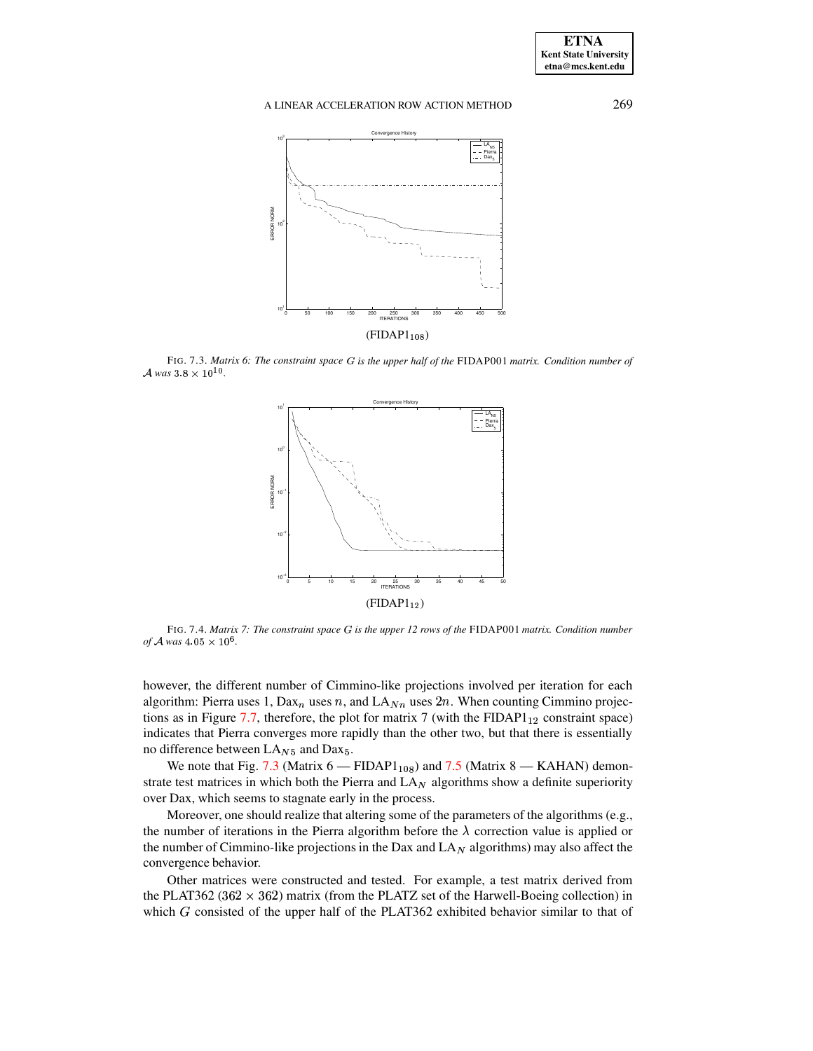(FIDAP1$_{108}$)

FIG. 7.3. *Matrix 6: The constraint space $G$ is the upper half of the* FIDAP001 *matrix. Condition number of* $\mathcal{A}$ *was* $3.8 \times 10^{10}$.

(FIDAP1$_{12}$)

FIG. 7.4. *Matrix 7: The constraint space $G$ is the upper 12 rows of the* FIDAP001 *matrix. Condition number of* $\mathcal{A}$ *was* $4.05 \times 10^{6}$.

however, the different number of Cimmino-like projections involved per iteration for each algorithm: Pierra uses 1, Dax$_n$ uses $n$, and LA$_{Nn}$ uses $2n$. When counting Cimmino projections as in Figure 7.7, therefore, the plot for matrix 7 (with the FIDAP1$_{12}$ constraint space) indicates that Pierra converges more rapidly than the other two, but that there is essentially no difference between LA$_{N5}$ and Dax$_5$.

We note that Fig. 7.3 (Matrix 6 — FIDAP1$_{108}$) and 7.5 (Matrix 8 — KAHAN) demonstrate test matrices in which both the Pierra and LA$_N$ algorithms show a definite superiority over Dax, which seems to stagnate early in the process.

Moreover, one should realize that altering some of the parameters of the algorithms (e.g., the number of iterations in the Pierra algorithm before the $\lambda$ correction value is applied or the number of Cimmino-like projections in the Dax and LA$_N$ algorithms) may also affect the convergence behavior.

Other matrices were constructed and tested. For example, a test matrix derived from the PLAT362 ($362 \times 362$) matrix (from the PLATZ set of the Harwell-Boeing collection) in which $G$ consisted of the upper half of the PLAT362 exhibited behavior similar to that of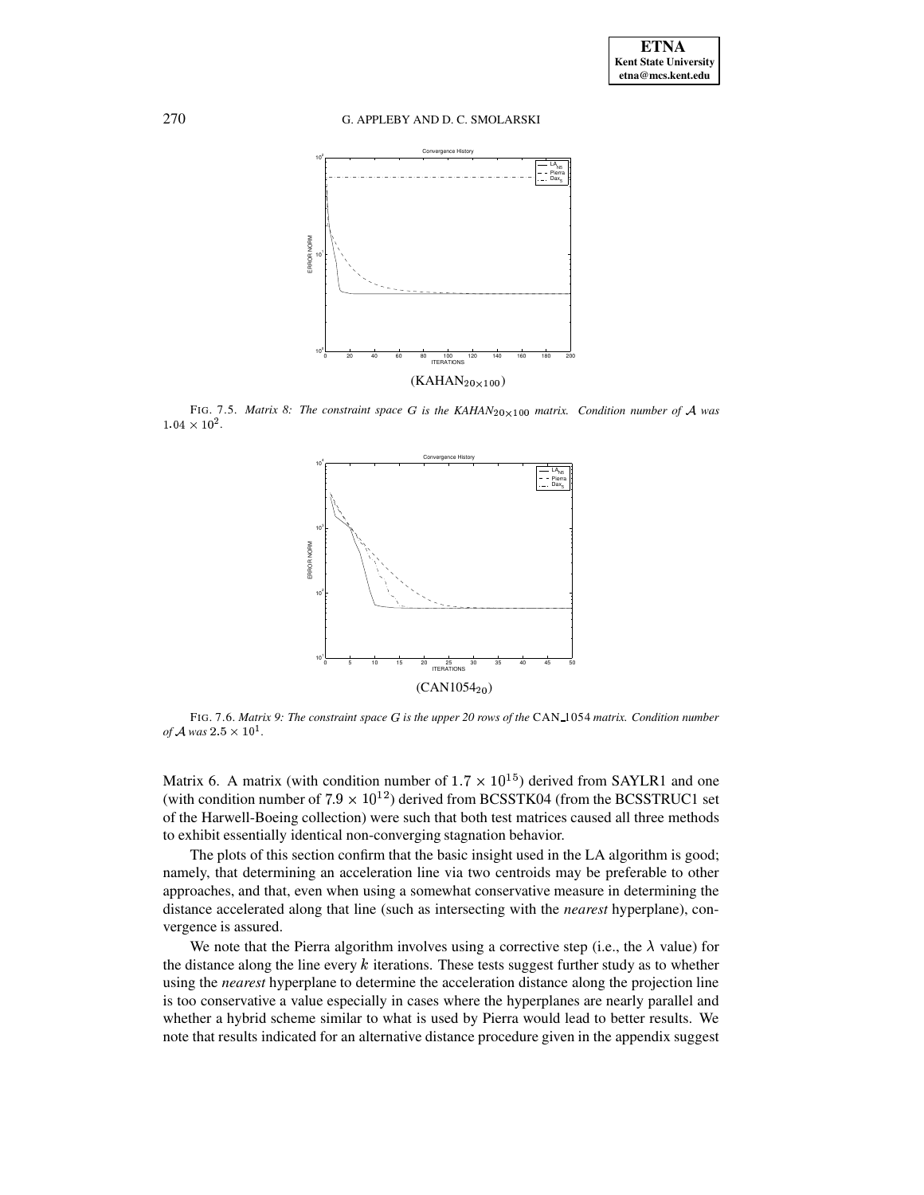(KAHAN$_{20\times100}$)

FIG. 7.5. *Matrix 8: The constraint space $G$ is the KAHAN$_{20\times100}$ matrix. Condition number of $\mathcal{A}$ was $1.04 \times 10^2$.*

(CAN1054$_{20}$)

FIG. 7.6. *Matrix 9: The constraint space $G$ is the upper 20 rows of the* CAN_1054 *matrix. Condition number of $\mathcal{A}$ was $2.5 \times 10^1$.*

Matrix 6. A matrix (with condition number of $1.7 \times 10^{15}$) derived from SAYLR1 and one (with condition number of $7.9 \times 10^{12}$) derived from BCSSTK04 (from the BCSSTRUC1 set of the Harwell-Boeing collection) were such that both test matrices caused all three methods to exhibit essentially identical non-converging stagnation behavior.

The plots of this section confirm that the basic insight used in the LA algorithm is good; namely, that determining an acceleration line via two centroids may be preferable to other approaches, and that, even when using a somewhat conservative measure in determining the distance accelerated along that line (such as intersecting with the *nearest* hyperplane), convergence is assured.

We note that the Pierra algorithm involves using a corrective step (i.e., the $\lambda$ value) for the distance along the line every $k$ iterations. These tests suggest further study as to whether using the *nearest* hyperplane to determine the acceleration distance along the projection line is too conservative a value especially in cases where the hyperplanes are nearly parallel and whether a hybrid scheme similar to what is used by Pierra would lead to better results. We note that results indicated for an alternative distance procedure given in the appendix suggest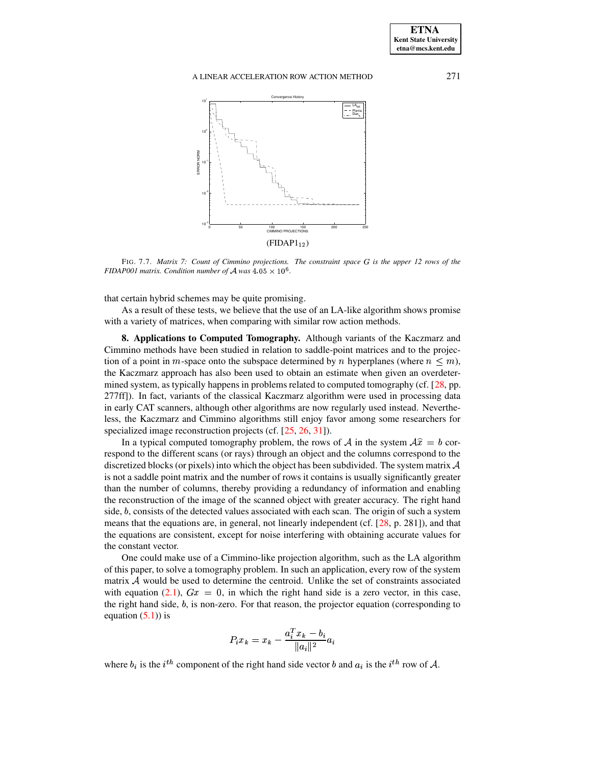(FIDAP1$_{12}$)

FIG. 7.7. *Matrix 7: Count of Cimmino projections. The constraint space $G$ is the upper 12 rows of the FIDAP001 matrix. Condition number of $\mathcal{A}$ was $4.05 \times 10^6$.*

that certain hybrid schemes may be quite promising.

As a result of these tests, we believe that the use of an LA-like algorithm shows promise with a variety of matrices, when comparing with similar row action methods.

**8. Applications to Computed Tomography.** Although variants of the Kaczmarz and Cimmino methods have been studied in relation to saddle-point matrices and to the projection of a point in $m$-space onto the subspace determined by $n$ hyperplanes (where $n \leq m$), the Kaczmarz approach has also been used to obtain an estimate when given an overdetermined system, as typically happens in problems related to computed tomography (cf. [28, pp. 277ff]). In fact, variants of the classical Kaczmarz algorithm were used in processing data in early CAT scanners, although other algorithms are now regularly used instead. Nevertheless, the Kaczmarz and Cimmino algorithms still enjoy favor among some researchers for specialized image reconstruction projects (cf. [25, 26, 31]).

In a typical computed tomography problem, the rows of $\mathcal{A}$ in the system $\mathcal{A}\widehat{x} = b$ correspond to the different scans (or rays) through an object and the columns correspond to the discretized blocks (or pixels) into which the object has been subdivided. The system matrix $\mathcal{A}$ is not a saddle point matrix and the number of rows it contains is usually significantly greater than the number of columns, thereby providing a redundancy of information and enabling the reconstruction of the image of the scanned object with greater accuracy. The right hand side, $b$, consists of the detected values associated with each scan. The origin of such a system means that the equations are, in general, not linearly independent (cf. [28, p. 281]), and that the equations are consistent, except for noise interfering with obtaining accurate values for the constant vector.

One could make use of a Cimmino-like projection algorithm, such as the LA algorithm of this paper, to solve a tomography problem. In such an application, every row of the system matrix $\mathcal{A}$ would be used to determine the centroid. Unlike the set of constraints associated with equation (2.1), $Gx = 0$, in which the right hand side is a zero vector, in this case, the right hand side, $b$, is non-zero. For that reason, the projector equation (corresponding to equation (5.1)) is

$$P_i x_k = x_k - \frac{a_i^T x_k - b_i}{\|a_i\|^2} a_i$$

where $b_i$ is the $i^{th}$ component of the right hand side vector $b$ and $a_i$ is the $i^{th}$ row of $\mathcal{A}$.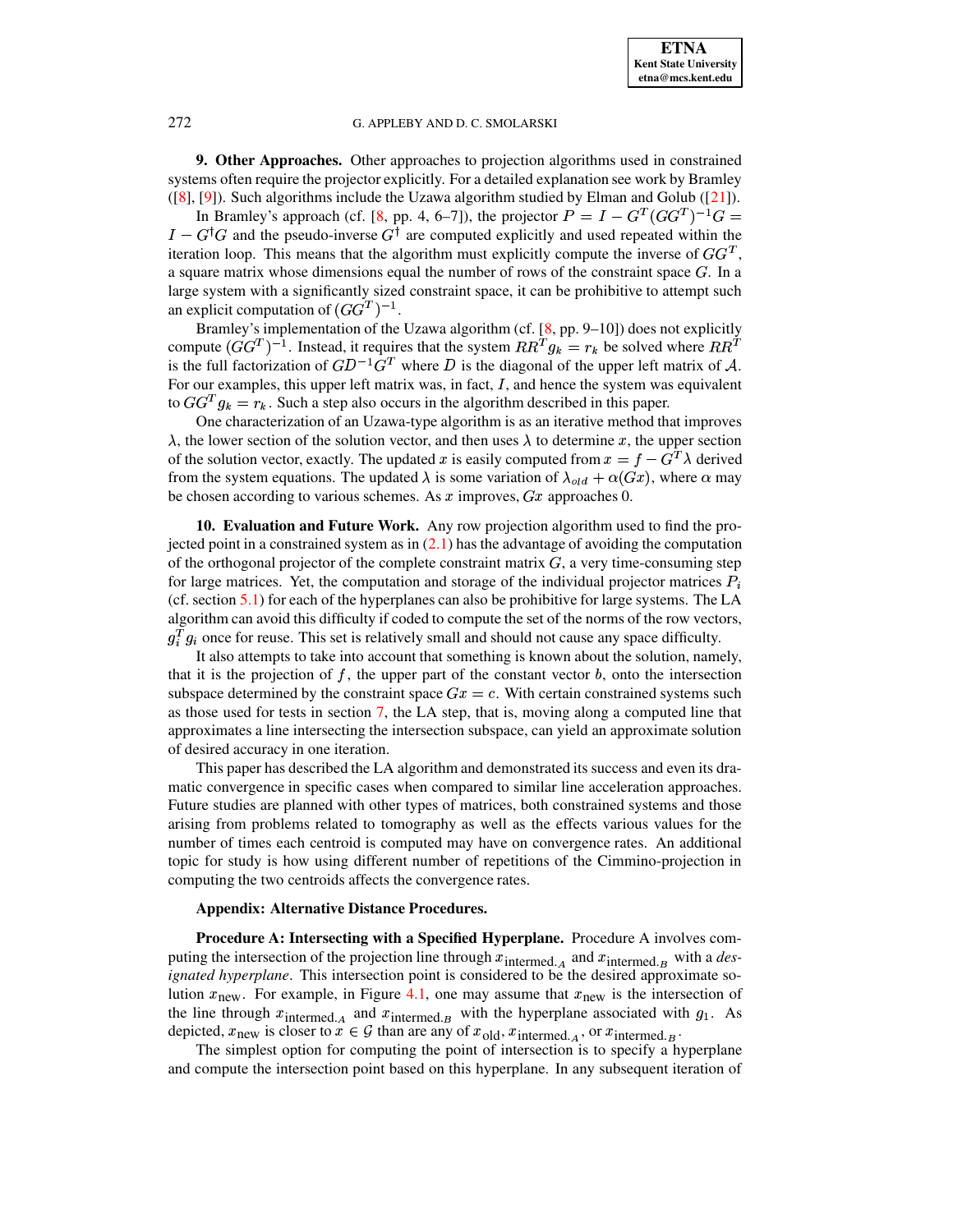**9. Other Approaches.** Other approaches to projection algorithms used in constrained systems often require the projector explicitly. For a detailed explanation see work by Bramley ([8], [9]). Such algorithms include the Uzawa algorithm studied by Elman and Golub ([21]).

In Bramley's approach (cf. [8, pp. 4, 6–7]), the projector $P = I - G^T(GG^T)^{-1}G = I - G^{\dagger}G$ and the pseudo-inverse $G^{\dagger}$ are computed explicitly and used repeated within the iteration loop. This means that the algorithm must explicitly compute the inverse of $GG^T$, a square matrix whose dimensions equal the number of rows of the constraint space $G$. In a large system with a significantly sized constraint space, it can be prohibitive to attempt such an explicit computation of $(GG^T)^{-1}$.

Bramley's implementation of the Uzawa algorithm (cf. [8, pp. 9–10]) does not explicitly compute $(GG^T)^{-1}$. Instead, it requires that the system $RR^T g_k = r_k$ be solved where $RR^T$ is the full factorization of $GD^{-1}G^T$ where $D$ is the diagonal of the upper left matrix of $\mathcal{A}$. For our examples, this upper left matrix was, in fact, $I$, and hence the system was equivalent to $GG^T g_k = r_k$. Such a step also occurs in the algorithm described in this paper.

One characterization of an Uzawa-type algorithm is as an iterative method that improves $\lambda$, the lower section of the solution vector, and then uses $\lambda$ to determine $x$, the upper section of the solution vector, exactly. The updated $x$ is easily computed from $x = f - G^T\lambda$ derived from the system equations. The updated $\lambda$ is some variation of $\lambda_{old} + \alpha(Gx)$, where $\alpha$ may be chosen according to various schemes. As $x$ improves, $Gx$ approaches 0.

**10. Evaluation and Future Work.** Any row projection algorithm used to find the projected point in a constrained system as in (2.1) has the advantage of avoiding the computation of the orthogonal projector of the complete constraint matrix $G$, a very time-consuming step for large matrices. Yet, the computation and storage of the individual projector matrices $P_i$ (cf. section 5.1) for each of the hyperplanes can also be prohibitive for large systems. The LA algorithm can avoid this difficulty if coded to compute the set of the norms of the row vectors, $g_i^T g_i$ once for reuse. This set is relatively small and should not cause any space difficulty.

It also attempts to take into account that something is known about the solution, namely, that it is the projection of $f$, the upper part of the constant vector $b$, onto the intersection subspace determined by the constraint space $Gx = c$. With certain constrained systems such as those used for tests in section 7, the LA step, that is, moving along a computed line that approximates a line intersecting the intersection subspace, can yield an approximate solution of desired accuracy in one iteration.

This paper has described the LA algorithm and demonstrated its success and even its dramatic convergence in specific cases when compared to similar line acceleration approaches. Future studies are planned with other types of matrices, both constrained systems and those arising from problems related to tomography as well as the effects various values for the number of times each centroid is computed may have on convergence rates. An additional topic for study is how using different number of repetitions of the Cimmino-projection in computing the two centroids affects the convergence rates.

**Appendix: Alternative Distance Procedures.**

**Procedure A: Intersecting with a Specified Hyperplane.** Procedure A involves computing the intersection of the projection line through $x_{\text{intermed.}_A}$ and $x_{\text{intermed.}_B}$ with a *designated hyperplane*. This intersection point is considered to be the desired approximate solution $x_{\text{new}}$. For example, in Figure 4.1, one may assume that $x_{\text{new}}$ is the intersection of the line through $x_{\text{intermed.}_A}$ and $x_{\text{intermed.}_B}$ with the hyperplane associated with $g_1$. As depicted, $x_{\text{new}}$ is closer to $x \in \mathcal{G}$ than are any of $x_{\text{old}}, x_{\text{intermed.}_A}$, or $x_{\text{intermed.}_B}$.

The simplest option for computing the point of intersection is to specify a hyperplane and compute the intersection point based on this hyperplane. In any subsequent iteration of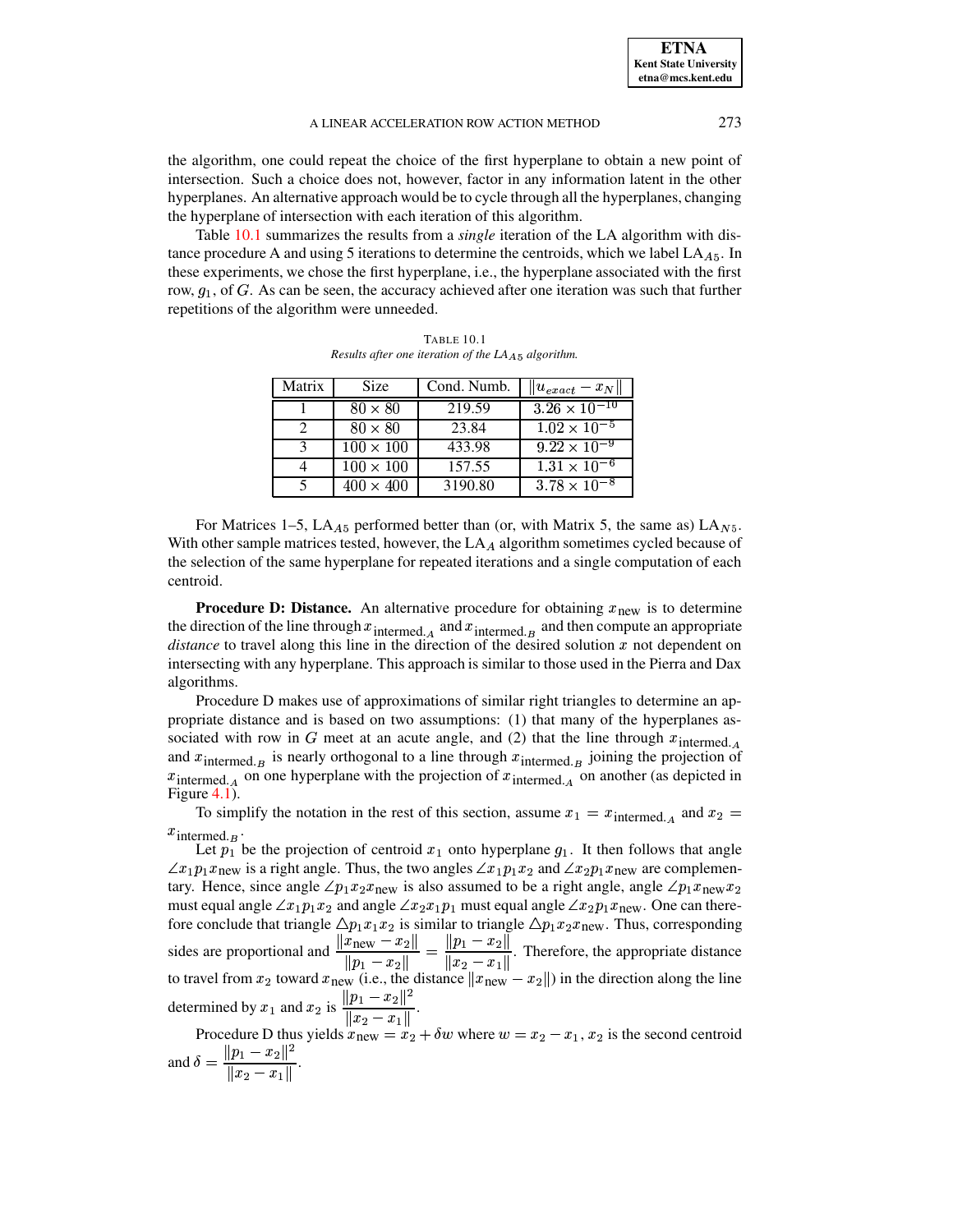the algorithm, one could repeat the choice of the first hyperplane to obtain a new point of intersection. Such a choice does not, however, factor in any information latent in the other hyperplanes. An alternative approach would be to cycle through all the hyperplanes, changing the hyperplane of intersection with each iteration of this algorithm.

Table 10.1 summarizes the results from a *single* iteration of the LA algorithm with distance procedure A and using 5 iterations to determine the centroids, which we label $\text{LA}_{A5}$. In these experiments, we chose the first hyperplane, i.e., the hyperplane associated with the first row, $g_1$, of $G$. As can be seen, the accuracy achieved after one iteration was such that further repetitions of the algorithm were unneeded.

TABLE 10.1
*Results after one iteration of the $\text{LA}_{A5}$ algorithm.*

| Matrix | Size | Cond. Numb. | $\|u_{exact} - x_N\|$ |
|---|---|---|---|
| 1 | $80 \times 80$ | 219.59 | $3.26 \times 10^{-10}$ |
| 2 | $80 \times 80$ | 23.84 | $1.02 \times 10^{-5}$ |
| 3 | $100 \times 100$ | 433.98 | $9.22 \times 10^{-9}$ |
| 4 | $100 \times 100$ | 157.55 | $1.31 \times 10^{-6}$ |
| 5 | $400 \times 400$ | 3190.80 | $3.78 \times 10^{-8}$ |

For Matrices 1–5, $\text{LA}_{A5}$ performed better than (or, with Matrix 5, the same as) $\text{LA}_{N5}$. With other sample matrices tested, however, the $\text{LA}_A$ algorithm sometimes cycled because of the selection of the same hyperplane for repeated iterations and a single computation of each centroid.

**Procedure D: Distance.** An alternative procedure for obtaining $x_{\text{new}}$ is to determine the direction of the line through $x_{\text{intermed.}_A}$ and $x_{\text{intermed.}_B}$ and then compute an appropriate *distance* to travel along this line in the direction of the desired solution $x$ not dependent on intersecting with any hyperplane. This approach is similar to those used in the Pierra and Dax algorithms.

Procedure D makes use of approximations of similar right triangles to determine an appropriate distance and is based on two assumptions: (1) that many of the hyperplanes associated with row in $G$ meet at an acute angle, and (2) that the line through $x_{\text{intermed.}_A}$ and $x_{\text{intermed.}_B}$ is nearly orthogonal to a line through $x_{\text{intermed.}_B}$ joining the projection of $x_{\text{intermed.}_A}$ on one hyperplane with the projection of $x_{\text{intermed.}_A}$ on another (as depicted in Figure 4.1).

To simplify the notation in the rest of this section, assume $x_1 = x_{\text{intermed.}_A}$ and $x_2 = x_{\text{intermed.}_B}$.

Let $p_1$ be the projection of centroid $x_1$ onto hyperplane $g_1$. It then follows that angle $\angle x_1 p_1 x_{\text{new}}$ is a right angle. Thus, the two angles $\angle x_1 p_1 x_2$ and $\angle x_2 p_1 x_{\text{new}}$ are complementary. Hence, since angle $\angle p_1 x_2 x_{\text{new}}$ is also assumed to be a right angle, angle $\angle p_1 x_{\text{new}} x_2$ must equal angle $\angle x_1 p_1 x_2$ and angle $\angle x_2 x_1 p_1$ must equal angle $\angle x_2 p_1 x_{\text{new}}$. One can therefore conclude that triangle $\triangle p_1 x_1 x_2$ is similar to triangle $\triangle p_1 x_2 x_{\text{new}}$. Thus, corresponding sides are proportional and $\dfrac{\|x_{\text{new}} - x_2\|}{\|p_1 - x_2\|} = \dfrac{\|p_1 - x_2\|}{\|x_2 - x_1\|}$. Therefore, the appropriate distance to travel from $x_2$ toward $x_{\text{new}}$ (i.e., the distance $\|x_{\text{new}} - x_2\|$) in the direction along the line determined by $x_1$ and $x_2$ is $\dfrac{\|p_1 - x_2\|^2}{\|x_2 - x_1\|}$.

Procedure D thus yields $x_{\text{new}} = x_2 + \delta w$ where $w = x_2 - x_1$, $x_2$ is the second centroid and $\delta = \dfrac{\|p_1 - x_2\|^2}{\|x_2 - x_1\|}$.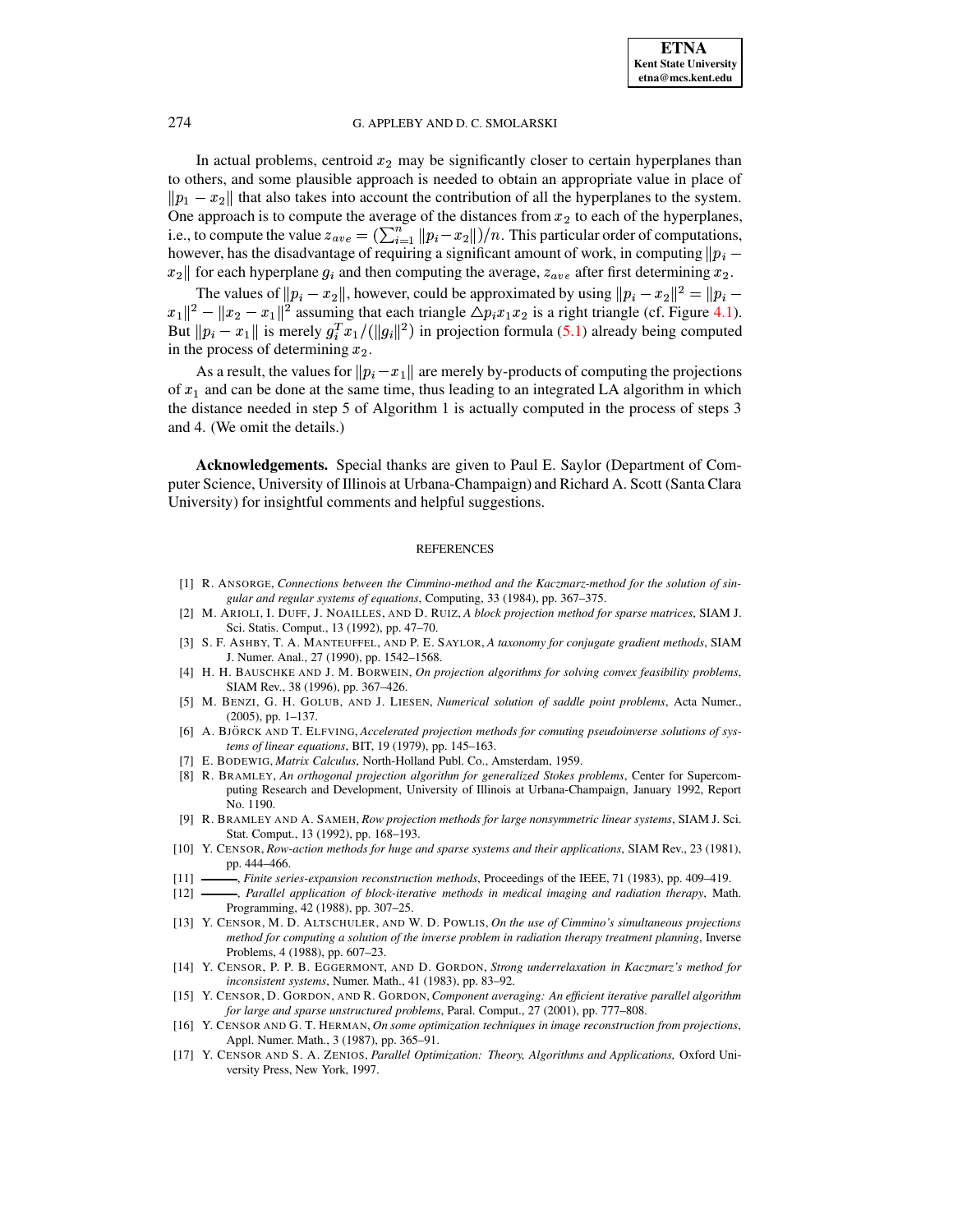In actual problems, centroid $x_2$ may be significantly closer to certain hyperplanes than to others, and some plausible approach is needed to obtain an appropriate value in place of $\|p_1 - x_2\|$ that also takes into account the contribution of all the hyperplanes to the system. One approach is to compute the average of the distances from $x_2$ to each of the hyperplanes, i.e., to compute the value $z_{ave} = (\sum_{i=1}^{n} \|p_i - x_2\|)/n$. This particular order of computations, however, has the disadvantage of requiring a significant amount of work, in computing $\|p_i - x_2\|$ for each hyperplane $g_i$ and then computing the average, $z_{ave}$ after first determining $x_2$.

The values of $\|p_i - x_2\|$, however, could be approximated by using $\|p_i - x_2\|^2 = \|p_i - x_1\|^2 - \|x_2 - x_1\|^2$ assuming that each triangle $\triangle p_i x_1 x_2$ is a right triangle (cf. Figure 4.1). But $\|p_i - x_1\|$ is merely $g_i^T x_1/(\|g_i\|^2)$ in projection formula (5.1) already being computed in the process of determining $x_2$.

As a result, the values for $\|p_i - x_1\|$ are merely by-products of computing the projections of $x_1$ and can be done at the same time, thus leading to an integrated LA algorithm in which the distance needed in step 5 of Algorithm 1 is actually computed in the process of steps 3 and 4. (We omit the details.)

**Acknowledgements.** Special thanks are given to Paul E. Saylor (Department of Computer Science, University of Illinois at Urbana-Champaign) and Richard A. Scott (Santa Clara University) for insightful comments and helpful suggestions.

## REFERENCES

[1] R. Ansorge, *Connections between the Cimmino-method and the Kaczmarz-method for the solution of singular and regular systems of equations*, Computing, 33 (1984), pp. 367–375.

[2] M. Arioli, I. Duff, J. Noailles, and D. Ruiz, *A block projection method for sparse matrices*, SIAM J. Sci. Statis. Comput., 13 (1992), pp. 47–70.

[3] S. F. Ashby, T. A. Manteuffel, and P. E. Saylor, *A taxonomy for conjugate gradient methods*, SIAM J. Numer. Anal., 27 (1990), pp. 1542–1568.

[4] H. H. Bauschke and J. M. Borwein, *On projection algorithms for solving convex feasibility problems*, SIAM Rev., 38 (1996), pp. 367–426.

[5] M. Benzi, G. H. Golub, and J. Liesen, *Numerical solution of saddle point problems*, Acta Numer., (2005), pp. 1–137.

[6] A. Björck and T. Elfving, *Accelerated projection methods for comuting pseudoinverse solutions of systems of linear equations*, BIT, 19 (1979), pp. 145–163.

[7] E. Bodewig, *Matrix Calculus*, North-Holland Publ. Co., Amsterdam, 1959.

[8] R. Bramley, *An orthogonal projection algorithm for generalized Stokes problems*, Center for Supercomputing Research and Development, University of Illinois at Urbana-Champaign, January 1992, Report No. 1190.

[9] R. Bramley and A. Sameh, *Row projection methods for large nonsymmetric linear systems*, SIAM J. Sci. Stat. Comput., 13 (1992), pp. 168–193.

[10] Y. Censor, *Row-action methods for huge and sparse systems and their applications*, SIAM Rev., 23 (1981), pp. 444–466.

[11] ———, *Finite series-expansion reconstruction methods*, Proceedings of the IEEE, 71 (1983), pp. 409–419.

[12] ———, *Parallel application of block-iterative methods in medical imaging and radiation therapy*, Math. Programming, 42 (1988), pp. 307–25.

[13] Y. Censor, M. D. Altschuler, and W. D. Powlis, *On the use of Cimmino's simultaneous projections method for computing a solution of the inverse problem in radiation therapy treatment planning*, Inverse Problems, 4 (1988), pp. 607–23.

[14] Y. Censor, P. P. B. Eggermont, and D. Gordon, *Strong underrelaxation in Kaczmarz's method for inconsistent systems*, Numer. Math., 41 (1983), pp. 83–92.

[15] Y. Censor, D. Gordon, and R. Gordon, *Component averaging: An efficient iterative parallel algorithm for large and sparse unstructured problems*, Paral. Comput., 27 (2001), pp. 777–808.

[16] Y. Censor and G. T. Herman, *On some optimization techniques in image reconstruction from projections*, Appl. Numer. Math., 3 (1987), pp. 365–91.

[17] Y. Censor and S. A. Zenios, *Parallel Optimization: Theory, Algorithms and Applications,* Oxford University Press, New York, 1997.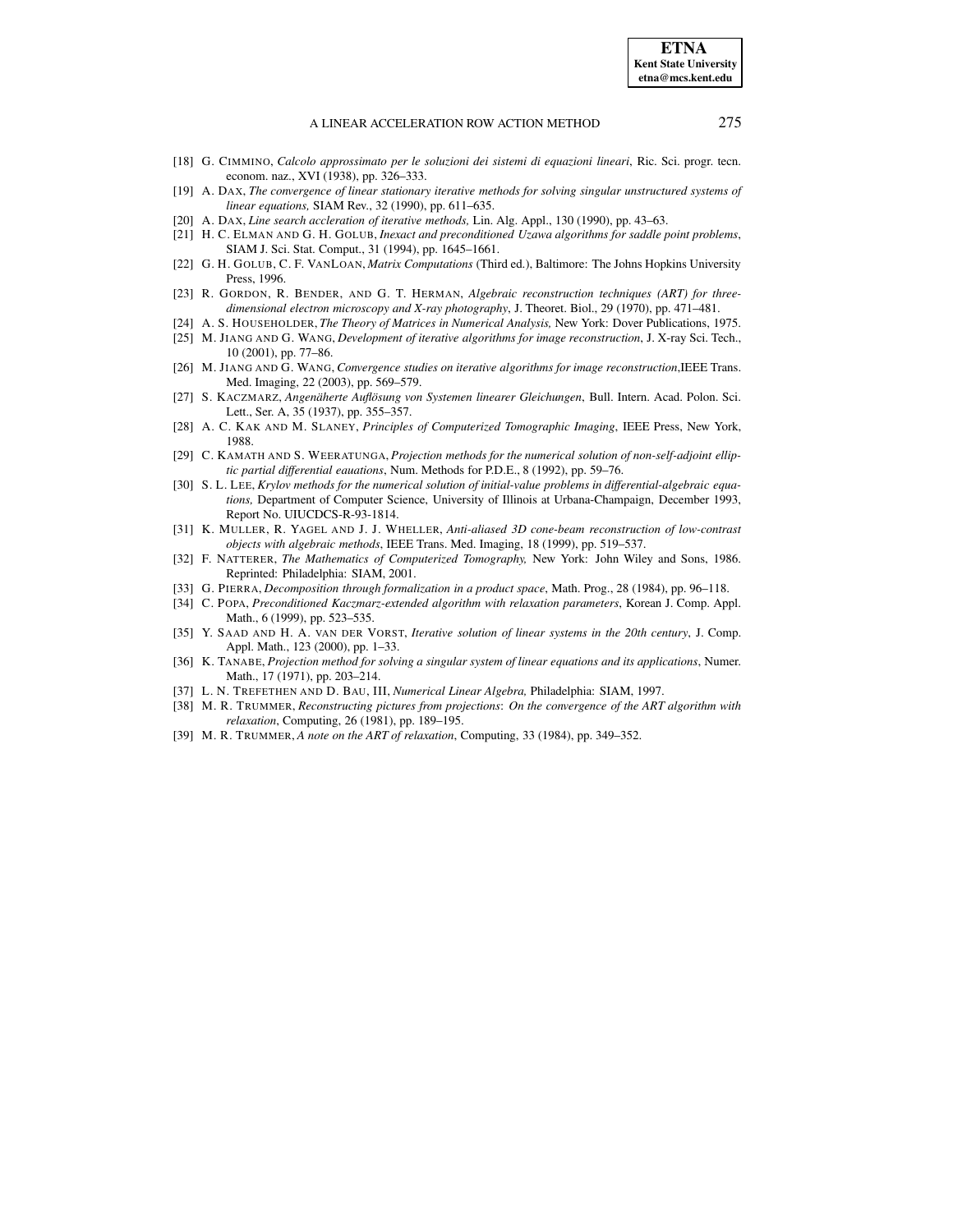[18] G. CIMMINO, *Calcolo approssimato per le soluzioni dei sistemi di equazioni lineari*, Ric. Sci. progr. tecn. econom. naz., XVI (1938), pp. 326–333.

[19] A. DAX, *The convergence of linear stationary iterative methods for solving singular unstructured systems of linear equations,* SIAM Rev., 32 (1990), pp. 611–635.

[20] A. DAX, *Line search accleration of iterative methods,* Lin. Alg. Appl., 130 (1990), pp. 43–63.

[21] H. C. ELMAN AND G. H. GOLUB, *Inexact and preconditioned Uzawa algorithms for saddle point problems*, SIAM J. Sci. Stat. Comput., 31 (1994), pp. 1645–1661.

[22] G. H. GOLUB, C. F. VANLOAN, *Matrix Computations* (Third ed.), Baltimore: The Johns Hopkins University Press, 1996.

[23] R. GORDON, R. BENDER, AND G. T. HERMAN, *Algebraic reconstruction techniques (ART) for three-dimensional electron microscopy and X-ray photography*, J. Theoret. Biol., 29 (1970), pp. 471–481.

[24] A. S. HOUSEHOLDER, *The Theory of Matrices in Numerical Analysis,* New York: Dover Publications, 1975.

[25] M. JIANG AND G. WANG, *Development of iterative algorithms for image reconstruction*, J. X-ray Sci. Tech., 10 (2001), pp. 77–86.

[26] M. JIANG AND G. WANG, *Convergence studies on iterative algorithms for image reconstruction*,IEEE Trans. Med. Imaging, 22 (2003), pp. 569–579.

[27] S. KACZMARZ, *Angenäherte Auflösung von Systemen linearer Gleichungen*, Bull. Intern. Acad. Polon. Sci. Lett., Ser. A, 35 (1937), pp. 355–357.

[28] A. C. KAK AND M. SLANEY, *Principles of Computerized Tomographic Imaging*, IEEE Press, New York, 1988.

[29] C. KAMATH AND S. WEERATUNGA, *Projection methods for the numerical solution of non-self-adjoint elliptic partial differential eauations*, Num. Methods for P.D.E., 8 (1992), pp. 59–76.

[30] S. L. LEE, *Krylov methods for the numerical solution of initial-value problems in differential-algebraic equations,* Department of Computer Science, University of Illinois at Urbana-Champaign, December 1993, Report No. UIUCDCS-R-93-1814.

[31] K. MULLER, R. YAGEL AND J. J. WHELLER, *Anti-aliased 3D cone-beam reconstruction of low-contrast objects with algebraic methods*, IEEE Trans. Med. Imaging, 18 (1999), pp. 519–537.

[32] F. NATTERER, *The Mathematics of Computerized Tomography,* New York: John Wiley and Sons, 1986. Reprinted: Philadelphia: SIAM, 2001.

[33] G. PIERRA, *Decomposition through formalization in a product space*, Math. Prog., 28 (1984), pp. 96–118.

[34] C. POPA, *Preconditioned Kaczmarz-extended algorithm with relaxation parameters*, Korean J. Comp. Appl. Math., 6 (1999), pp. 523–535.

[35] Y. SAAD AND H. A. VAN DER VORST, *Iterative solution of linear systems in the 20th century*, J. Comp. Appl. Math., 123 (2000), pp. 1–33.

[36] K. TANABE, *Projection method for solving a singular system of linear equations and its applications*, Numer. Math., 17 (1971), pp. 203–214.

[37] L. N. TREFETHEN AND D. BAU, III, *Numerical Linear Algebra,* Philadelphia: SIAM, 1997.

[38] M. R. TRUMMER, *Reconstructing pictures from projections*: *On the convergence of the ART algorithm with relaxation*, Computing, 26 (1981), pp. 189–195.

[39] M. R. TRUMMER, *A note on the ART of relaxation*, Computing, 33 (1984), pp. 349–352.